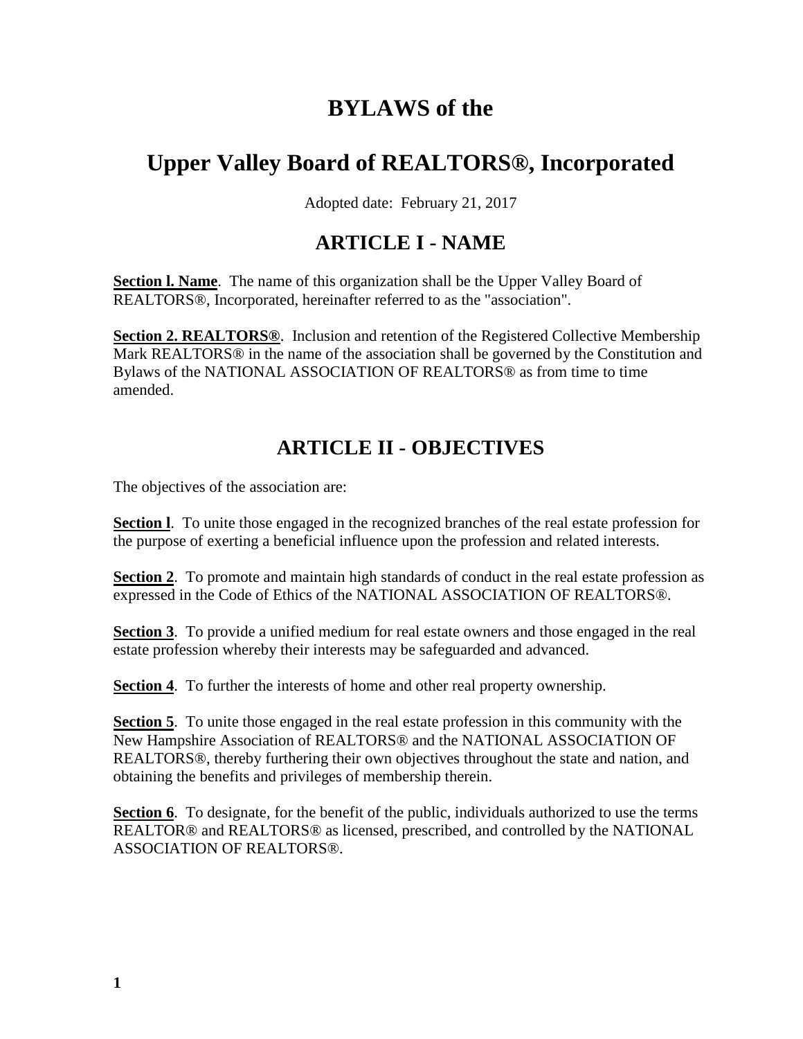# BYLAWS of the

# Upper Valley Board of REALTORS®, Incorporated

Adopted date: February 21, 2017

## ARTICLE I - NAME

**Section l. Name**. The name of this organization shall be the Upper Valley Board of REALTORS®, Incorporated, hereinafter referred to as the "association".

**Section 2. REALTORS®**. Inclusion and retention of the Registered Collective Membership Mark REALTORS® in the name of the association shall be governed by the Constitution and Bylaws of the NATIONAL ASSOCIATION OF REALTORS® as from time to time amended.

## ARTICLE II - OBJECTIVES

The objectives of the association are:

**Section l**. To unite those engaged in the recognized branches of the real estate profession for the purpose of exerting a beneficial influence upon the profession and related interests.

**Section 2**. To promote and maintain high standards of conduct in the real estate profession as expressed in the Code of Ethics of the NATIONAL ASSOCIATION OF REALTORS®.

**Section 3**. To provide a unified medium for real estate owners and those engaged in the real estate profession whereby their interests may be safeguarded and advanced.

**Section 4**. To further the interests of home and other real property ownership.

**Section 5**. To unite those engaged in the real estate profession in this community with the New Hampshire Association of REALTORS® and the NATIONAL ASSOCIATION OF REALTORS®, thereby furthering their own objectives throughout the state and nation, and obtaining the benefits and privileges of membership therein.

**Section 6**. To designate, for the benefit of the public, individuals authorized to use the terms REALTOR® and REALTORS® as licensed, prescribed, and controlled by the NATIONAL ASSOCIATION OF REALTORS®.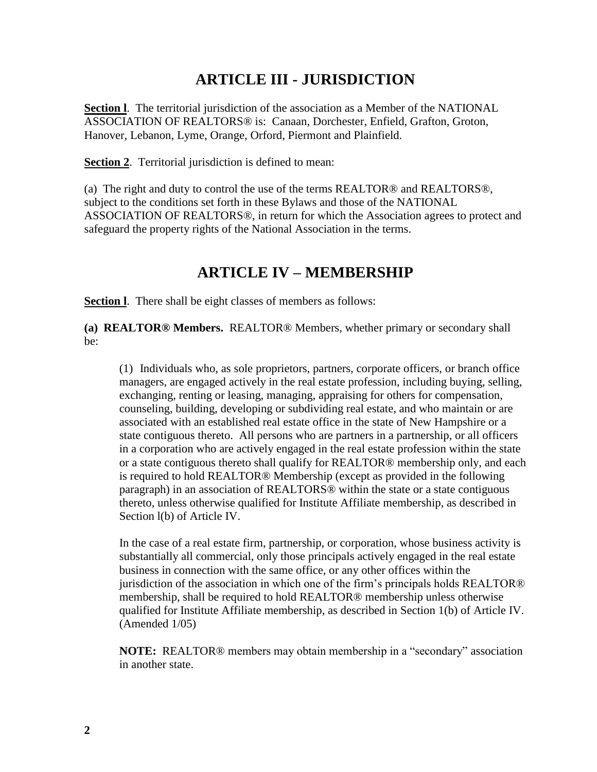## ARTICLE III - JURISDICTION

**Section l**. The territorial jurisdiction of the association as a Member of the NATIONAL ASSOCIATION OF REALTORS® is: Canaan, Dorchester, Enfield, Grafton, Groton, Hanover, Lebanon, Lyme, Orange, Orford, Piermont and Plainfield.

**Section 2**. Territorial jurisdiction is defined to mean:

(a) The right and duty to control the use of the terms REALTOR® and REALTORS®, subject to the conditions set forth in these Bylaws and those of the NATIONAL ASSOCIATION OF REALTORS®, in return for which the Association agrees to protect and safeguard the property rights of the National Association in the terms.

## ARTICLE IV – MEMBERSHIP

**Section l**. There shall be eight classes of members as follows:

**(a) REALTOR® Members.** REALTOR® Members, whether primary or secondary shall be:

(1) Individuals who, as sole proprietors, partners, corporate officers, or branch office managers, are engaged actively in the real estate profession, including buying, selling, exchanging, renting or leasing, managing, appraising for others for compensation, counseling, building, developing or subdividing real estate, and who maintain or are associated with an established real estate office in the state of New Hampshire or a state contiguous thereto. All persons who are partners in a partnership, or all officers in a corporation who are actively engaged in the real estate profession within the state or a state contiguous thereto shall qualify for REALTOR® membership only, and each is required to hold REALTOR® Membership (except as provided in the following paragraph) in an association of REALTORS® within the state or a state contiguous thereto, unless otherwise qualified for Institute Affiliate membership, as described in Section l(b) of Article IV.

In the case of a real estate firm, partnership, or corporation, whose business activity is substantially all commercial, only those principals actively engaged in the real estate business in connection with the same office, or any other offices within the jurisdiction of the association in which one of the firm's principals holds REALTOR® membership, shall be required to hold REALTOR® membership unless otherwise qualified for Institute Affiliate membership, as described in Section 1(b) of Article IV. (Amended 1/05)

**NOTE:** REALTOR® members may obtain membership in a "secondary" association in another state.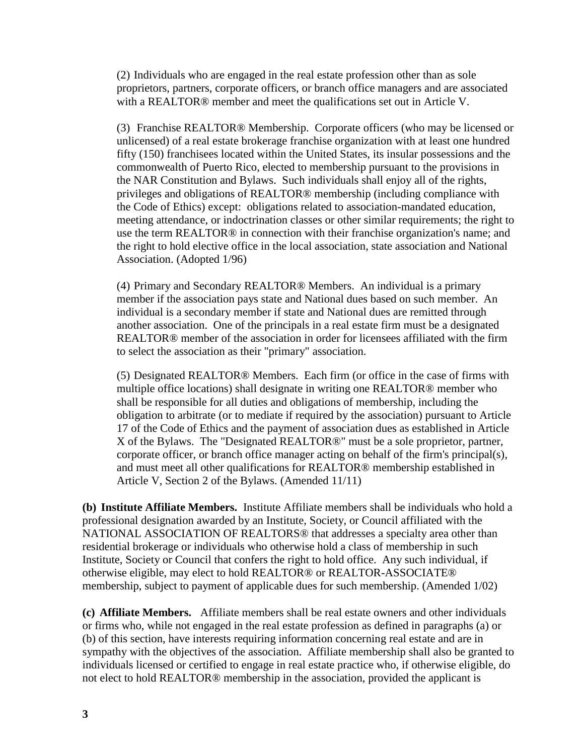(2) Individuals who are engaged in the real estate profession other than as sole proprietors, partners, corporate officers, or branch office managers and are associated with a REALTOR® member and meet the qualifications set out in Article V.

(3) Franchise REALTOR® Membership. Corporate officers (who may be licensed or unlicensed) of a real estate brokerage franchise organization with at least one hundred fifty (150) franchisees located within the United States, its insular possessions and the commonwealth of Puerto Rico, elected to membership pursuant to the provisions in the NAR Constitution and Bylaws. Such individuals shall enjoy all of the rights, privileges and obligations of REALTOR® membership (including compliance with the Code of Ethics) except: obligations related to association-mandated education, meeting attendance, or indoctrination classes or other similar requirements; the right to use the term REALTOR® in connection with their franchise organization's name; and the right to hold elective office in the local association, state association and National Association. (Adopted 1/96)

(4) Primary and Secondary REALTOR® Members. An individual is a primary member if the association pays state and National dues based on such member. An individual is a secondary member if state and National dues are remitted through another association. One of the principals in a real estate firm must be a designated REALTOR® member of the association in order for licensees affiliated with the firm to select the association as their "primary" association.

(5) Designated REALTOR® Members. Each firm (or office in the case of firms with multiple office locations) shall designate in writing one REALTOR® member who shall be responsible for all duties and obligations of membership, including the obligation to arbitrate (or to mediate if required by the association) pursuant to Article 17 of the Code of Ethics and the payment of association dues as established in Article X of the Bylaws. The "Designated REALTOR®" must be a sole proprietor, partner, corporate officer, or branch office manager acting on behalf of the firm's principal(s), and must meet all other qualifications for REALTOR® membership established in Article V, Section 2 of the Bylaws. (Amended 11/11)

**(b) Institute Affiliate Members.** Institute Affiliate members shall be individuals who hold a professional designation awarded by an Institute, Society, or Council affiliated with the NATIONAL ASSOCIATION OF REALTORS® that addresses a specialty area other than residential brokerage or individuals who otherwise hold a class of membership in such Institute, Society or Council that confers the right to hold office. Any such individual, if otherwise eligible, may elect to hold REALTOR® or REALTOR-ASSOCIATE® membership, subject to payment of applicable dues for such membership. (Amended 1/02)

**(c) Affiliate Members.** Affiliate members shall be real estate owners and other individuals or firms who, while not engaged in the real estate profession as defined in paragraphs (a) or (b) of this section, have interests requiring information concerning real estate and are in sympathy with the objectives of the association. Affiliate membership shall also be granted to individuals licensed or certified to engage in real estate practice who, if otherwise eligible, do not elect to hold REALTOR® membership in the association, provided the applicant is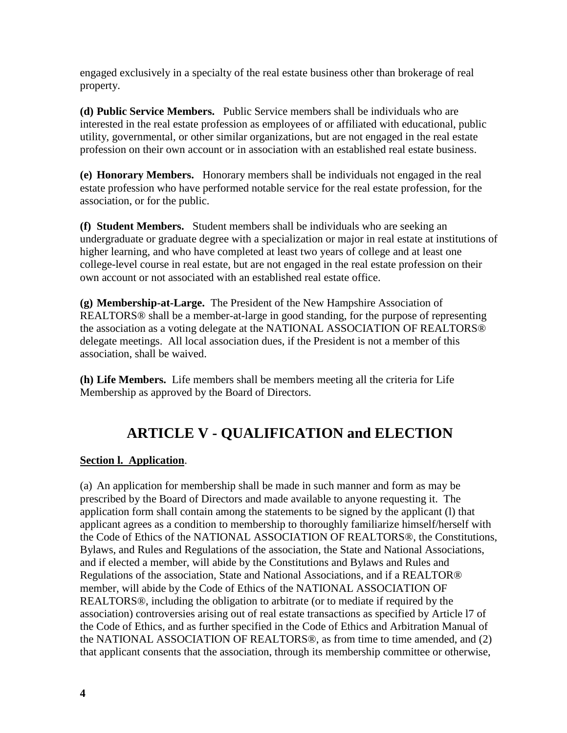engaged exclusively in a specialty of the real estate business other than brokerage of real property.

**(d) Public Service Members.** Public Service members shall be individuals who are interested in the real estate profession as employees of or affiliated with educational, public utility, governmental, or other similar organizations, but are not engaged in the real estate profession on their own account or in association with an established real estate business.

**(e) Honorary Members.** Honorary members shall be individuals not engaged in the real estate profession who have performed notable service for the real estate profession, for the association, or for the public.

**(f) Student Members.** Student members shall be individuals who are seeking an undergraduate or graduate degree with a specialization or major in real estate at institutions of higher learning, and who have completed at least two years of college and at least one college-level course in real estate, but are not engaged in the real estate profession on their own account or not associated with an established real estate office.

**(g) Membership-at-Large.** The President of the New Hampshire Association of REALTORS® shall be a member-at-large in good standing, for the purpose of representing the association as a voting delegate at the NATIONAL ASSOCIATION OF REALTORS® delegate meetings. All local association dues, if the President is not a member of this association, shall be waived.

**(h) Life Members.** Life members shall be members meeting all the criteria for Life Membership as approved by the Board of Directors.

## ARTICLE V - QUALIFICATION and ELECTION

**Section l. Application**.

(a) An application for membership shall be made in such manner and form as may be prescribed by the Board of Directors and made available to anyone requesting it. The application form shall contain among the statements to be signed by the applicant (l) that applicant agrees as a condition to membership to thoroughly familiarize himself/herself with the Code of Ethics of the NATIONAL ASSOCIATION OF REALTORS®, the Constitutions, Bylaws, and Rules and Regulations of the association, the State and National Associations, and if elected a member, will abide by the Constitutions and Bylaws and Rules and Regulations of the association, State and National Associations, and if a REALTOR® member, will abide by the Code of Ethics of the NATIONAL ASSOCIATION OF REALTORS®, including the obligation to arbitrate (or to mediate if required by the association) controversies arising out of real estate transactions as specified by Article l7 of the Code of Ethics, and as further specified in the Code of Ethics and Arbitration Manual of the NATIONAL ASSOCIATION OF REALTORS®, as from time to time amended, and (2) that applicant consents that the association, through its membership committee or otherwise,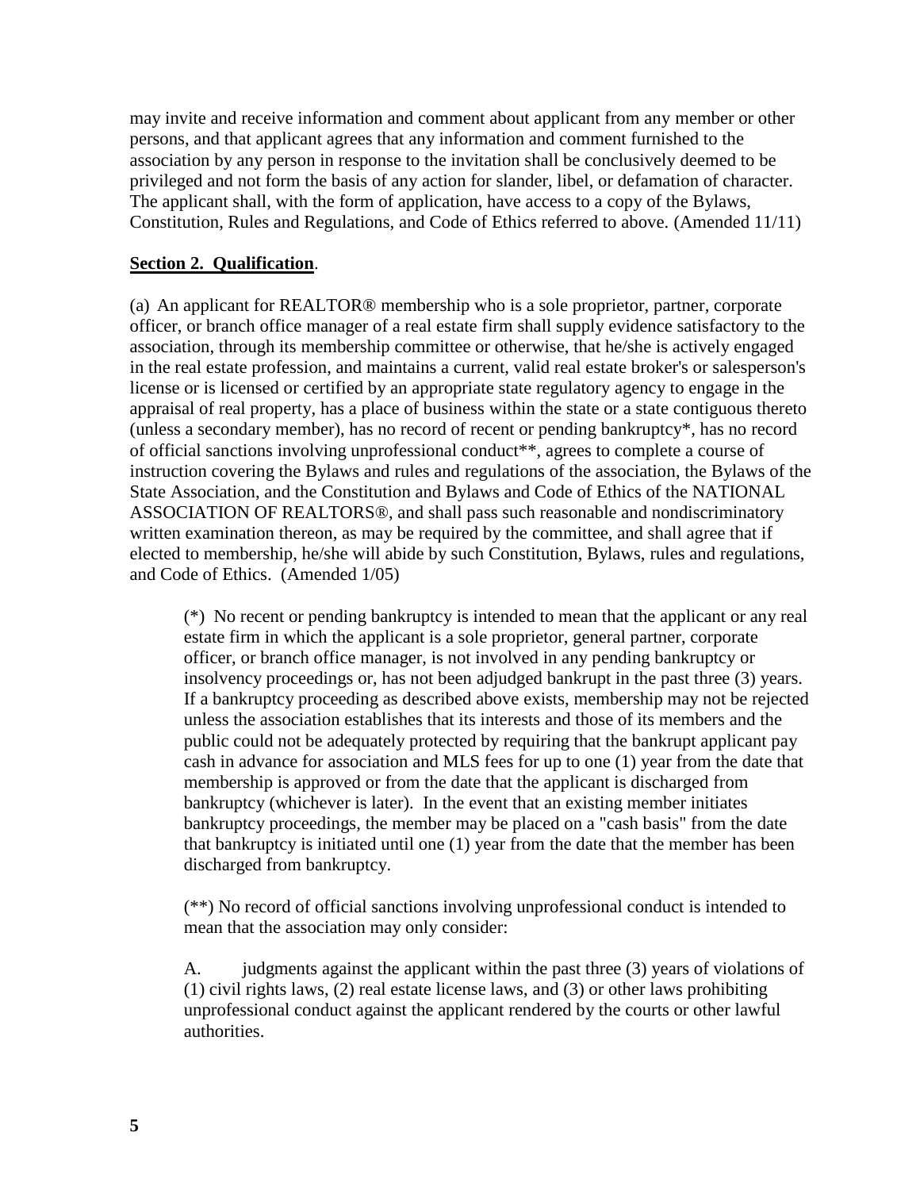may invite and receive information and comment about applicant from any member or other persons, and that applicant agrees that any information and comment furnished to the association by any person in response to the invitation shall be conclusively deemed to be privileged and not form the basis of any action for slander, libel, or defamation of character. The applicant shall, with the form of application, have access to a copy of the Bylaws, Constitution, Rules and Regulations, and Code of Ethics referred to above. (Amended 11/11)

**Section 2. Qualification**.

(a) An applicant for REALTOR® membership who is a sole proprietor, partner, corporate officer, or branch office manager of a real estate firm shall supply evidence satisfactory to the association, through its membership committee or otherwise, that he/she is actively engaged in the real estate profession, and maintains a current, valid real estate broker's or salesperson's license or is licensed or certified by an appropriate state regulatory agency to engage in the appraisal of real property, has a place of business within the state or a state contiguous thereto (unless a secondary member), has no record of recent or pending bankruptcy*, has no record of official sanctions involving unprofessional conduct**, agrees to complete a course of instruction covering the Bylaws and rules and regulations of the association, the Bylaws of the State Association, and the Constitution and Bylaws and Code of Ethics of the NATIONAL ASSOCIATION OF REALTORS®, and shall pass such reasonable and nondiscriminatory written examination thereon, as may be required by the committee, and shall agree that if elected to membership, he/she will abide by such Constitution, Bylaws, rules and regulations, and Code of Ethics. (Amended 1/05)

> (*) No recent or pending bankruptcy is intended to mean that the applicant or any real estate firm in which the applicant is a sole proprietor, general partner, corporate officer, or branch office manager, is not involved in any pending bankruptcy or insolvency proceedings or, has not been adjudged bankrupt in the past three (3) years. If a bankruptcy proceeding as described above exists, membership may not be rejected unless the association establishes that its interests and those of its members and the public could not be adequately protected by requiring that the bankrupt applicant pay cash in advance for association and MLS fees for up to one (1) year from the date that membership is approved or from the date that the applicant is discharged from bankruptcy (whichever is later). In the event that an existing member initiates bankruptcy proceedings, the member may be placed on a "cash basis" from the date that bankruptcy is initiated until one (1) year from the date that the member has been discharged from bankruptcy.
>
> (**) No record of official sanctions involving unprofessional conduct is intended to mean that the association may only consider:
>
> A. judgments against the applicant within the past three (3) years of violations of (1) civil rights laws, (2) real estate license laws, and (3) or other laws prohibiting unprofessional conduct against the applicant rendered by the courts or other lawful authorities.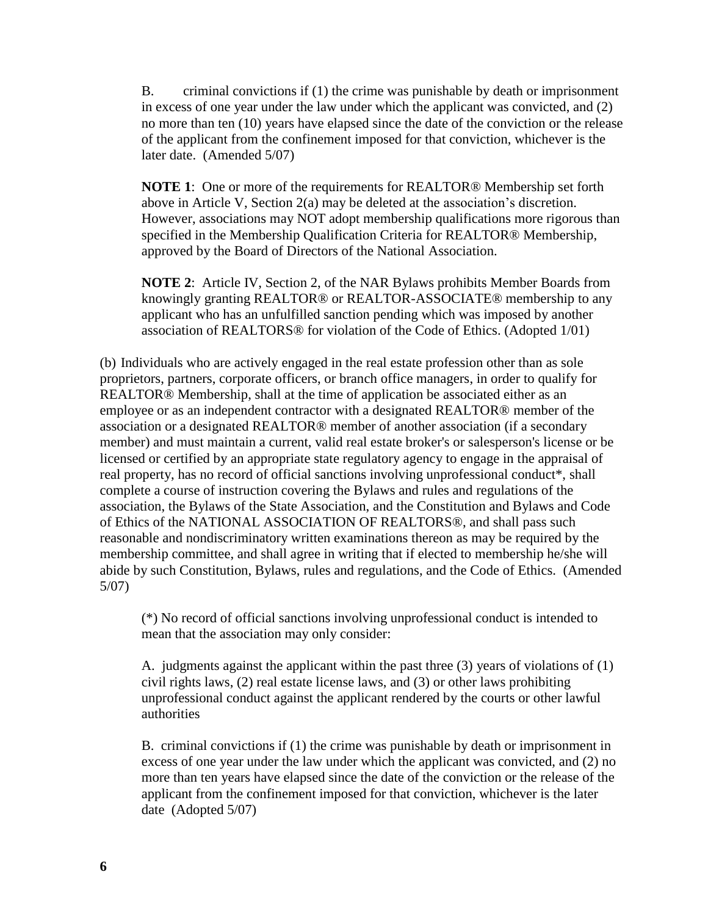B. criminal convictions if (1) the crime was punishable by death or imprisonment in excess of one year under the law under which the applicant was convicted, and (2) no more than ten (10) years have elapsed since the date of the conviction or the release of the applicant from the confinement imposed for that conviction, whichever is the later date. (Amended 5/07)

**NOTE 1**: One or more of the requirements for REALTOR® Membership set forth above in Article V, Section 2(a) may be deleted at the association's discretion. However, associations may NOT adopt membership qualifications more rigorous than specified in the Membership Qualification Criteria for REALTOR® Membership, approved by the Board of Directors of the National Association.

**NOTE 2**: Article IV, Section 2, of the NAR Bylaws prohibits Member Boards from knowingly granting REALTOR® or REALTOR-ASSOCIATE® membership to any applicant who has an unfulfilled sanction pending which was imposed by another association of REALTORS® for violation of the Code of Ethics. (Adopted 1/01)

(b) Individuals who are actively engaged in the real estate profession other than as sole proprietors, partners, corporate officers, or branch office managers, in order to qualify for REALTOR® Membership, shall at the time of application be associated either as an employee or as an independent contractor with a designated REALTOR® member of the association or a designated REALTOR® member of another association (if a secondary member) and must maintain a current, valid real estate broker's or salesperson's license or be licensed or certified by an appropriate state regulatory agency to engage in the appraisal of real property, has no record of official sanctions involving unprofessional conduct*, shall complete a course of instruction covering the Bylaws and rules and regulations of the association, the Bylaws of the State Association, and the Constitution and Bylaws and Code of Ethics of the NATIONAL ASSOCIATION OF REALTORS®, and shall pass such reasonable and nondiscriminatory written examinations thereon as may be required by the membership committee, and shall agree in writing that if elected to membership he/she will abide by such Constitution, Bylaws, rules and regulations, and the Code of Ethics. (Amended 5/07)

(*) No record of official sanctions involving unprofessional conduct is intended to mean that the association may only consider:

A. judgments against the applicant within the past three (3) years of violations of (1) civil rights laws, (2) real estate license laws, and (3) or other laws prohibiting unprofessional conduct against the applicant rendered by the courts or other lawful authorities

B. criminal convictions if (1) the crime was punishable by death or imprisonment in excess of one year under the law under which the applicant was convicted, and (2) no more than ten years have elapsed since the date of the conviction or the release of the applicant from the confinement imposed for that conviction, whichever is the later date (Adopted 5/07)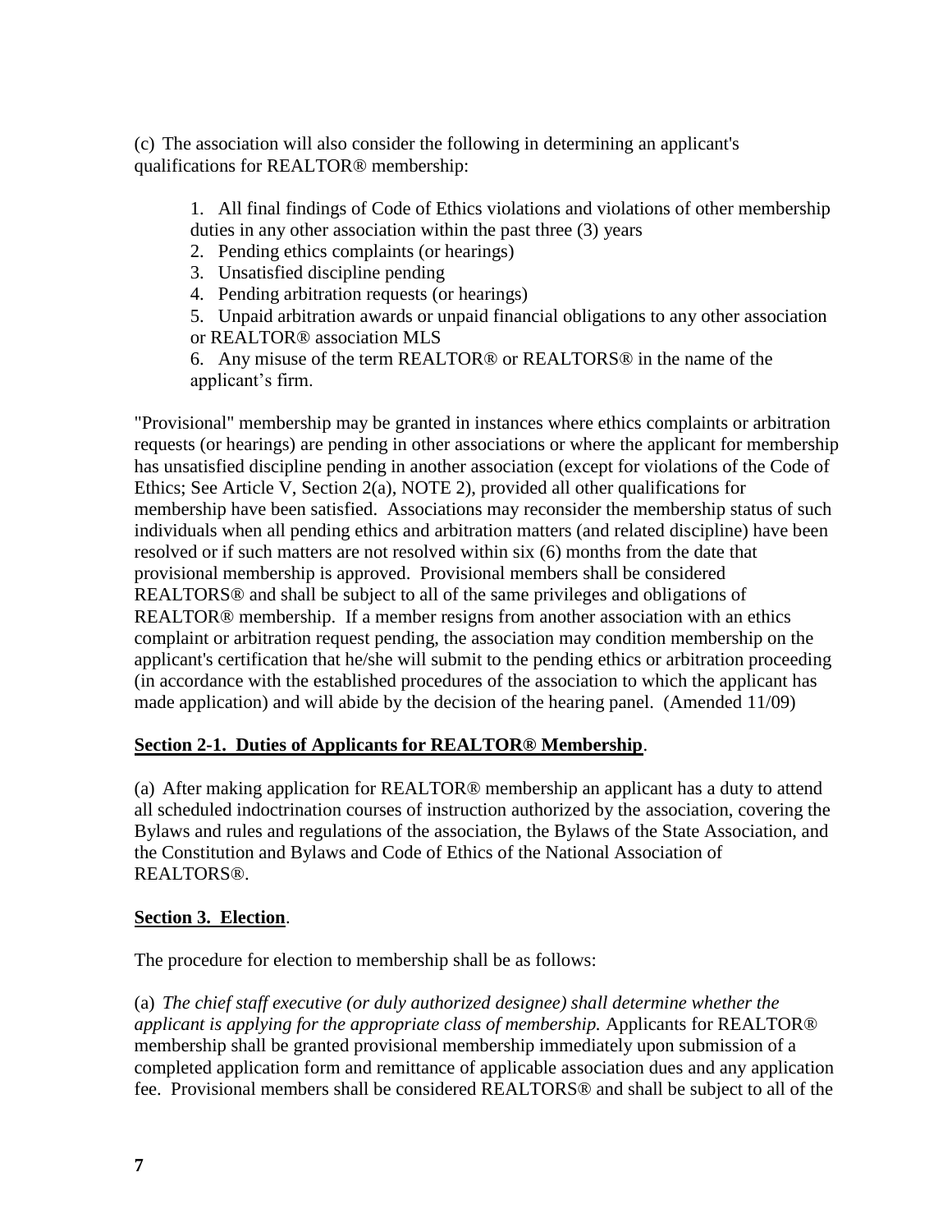(c) The association will also consider the following in determining an applicant's qualifications for REALTOR® membership:

1. All final findings of Code of Ethics violations and violations of other membership duties in any other association within the past three (3) years
2. Pending ethics complaints (or hearings)
3. Unsatisfied discipline pending
4. Pending arbitration requests (or hearings)
5. Unpaid arbitration awards or unpaid financial obligations to any other association or REALTOR® association MLS
6. Any misuse of the term REALTOR® or REALTORS® in the name of the applicant's firm.

"Provisional" membership may be granted in instances where ethics complaints or arbitration requests (or hearings) are pending in other associations or where the applicant for membership has unsatisfied discipline pending in another association (except for violations of the Code of Ethics; See Article V, Section 2(a), NOTE 2), provided all other qualifications for membership have been satisfied. Associations may reconsider the membership status of such individuals when all pending ethics and arbitration matters (and related discipline) have been resolved or if such matters are not resolved within six (6) months from the date that provisional membership is approved. Provisional members shall be considered REALTORS® and shall be subject to all of the same privileges and obligations of REALTOR® membership. If a member resigns from another association with an ethics complaint or arbitration request pending, the association may condition membership on the applicant's certification that he/she will submit to the pending ethics or arbitration proceeding (in accordance with the established procedures of the association to which the applicant has made application) and will abide by the decision of the hearing panel. (Amended 11/09)

**Section 2-1. Duties of Applicants for REALTOR® Membership**.

(a) After making application for REALTOR® membership an applicant has a duty to attend all scheduled indoctrination courses of instruction authorized by the association, covering the Bylaws and rules and regulations of the association, the Bylaws of the State Association, and the Constitution and Bylaws and Code of Ethics of the National Association of REALTORS®.

**Section 3. Election**.

The procedure for election to membership shall be as follows:

(a) *The chief staff executive (or duly authorized designee) shall determine whether the applicant is applying for the appropriate class of membership.* Applicants for REALTOR® membership shall be granted provisional membership immediately upon submission of a completed application form and remittance of applicable association dues and any application fee. Provisional members shall be considered REALTORS® and shall be subject to all of the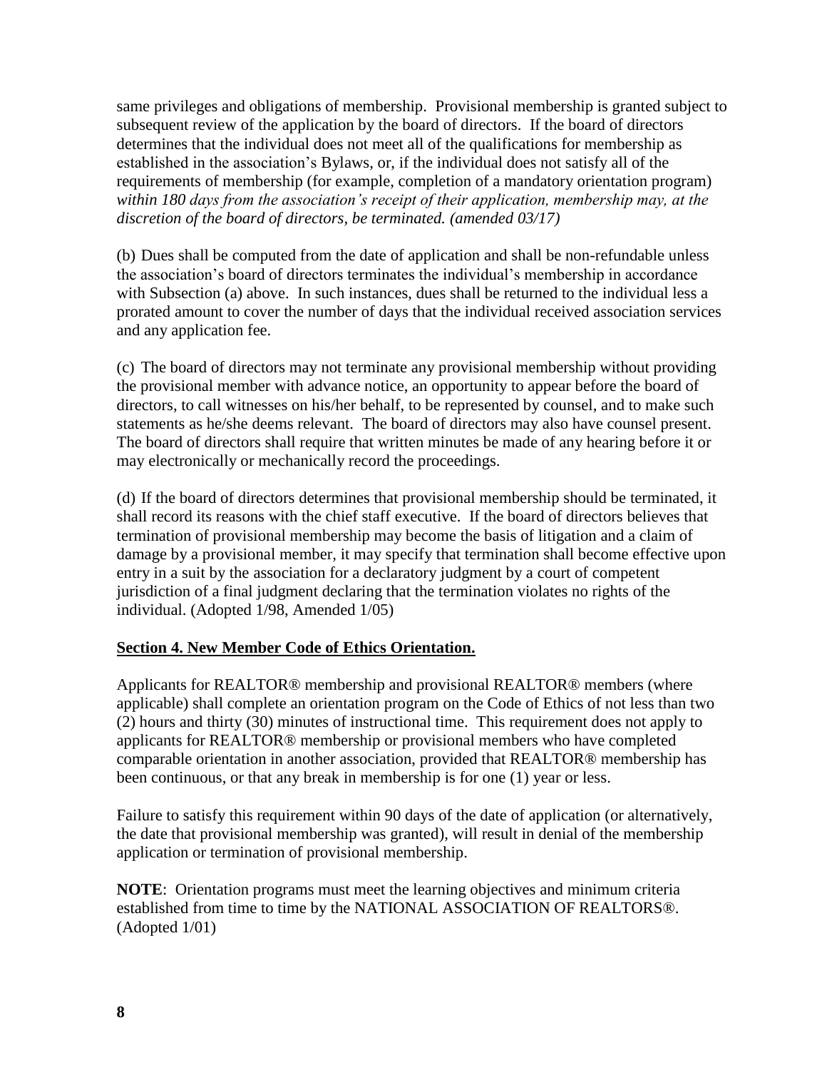same privileges and obligations of membership. Provisional membership is granted subject to subsequent review of the application by the board of directors. If the board of directors determines that the individual does not meet all of the qualifications for membership as established in the association's Bylaws, or, if the individual does not satisfy all of the requirements of membership (for example, completion of a mandatory orientation program) *within 180 days from the association's receipt of their application, membership may, at the discretion of the board of directors, be terminated. (amended 03/17)*

(b) Dues shall be computed from the date of application and shall be non-refundable unless the association's board of directors terminates the individual's membership in accordance with Subsection (a) above. In such instances, dues shall be returned to the individual less a prorated amount to cover the number of days that the individual received association services and any application fee.

(c) The board of directors may not terminate any provisional membership without providing the provisional member with advance notice, an opportunity to appear before the board of directors, to call witnesses on his/her behalf, to be represented by counsel, and to make such statements as he/she deems relevant. The board of directors may also have counsel present. The board of directors shall require that written minutes be made of any hearing before it or may electronically or mechanically record the proceedings.

(d) If the board of directors determines that provisional membership should be terminated, it shall record its reasons with the chief staff executive. If the board of directors believes that termination of provisional membership may become the basis of litigation and a claim of damage by a provisional member, it may specify that termination shall become effective upon entry in a suit by the association for a declaratory judgment by a court of competent jurisdiction of a final judgment declaring that the termination violates no rights of the individual. (Adopted 1/98, Amended 1/05)

**Section 4. New Member Code of Ethics Orientation.**

Applicants for REALTOR® membership and provisional REALTOR® members (where applicable) shall complete an orientation program on the Code of Ethics of not less than two (2) hours and thirty (30) minutes of instructional time. This requirement does not apply to applicants for REALTOR® membership or provisional members who have completed comparable orientation in another association, provided that REALTOR® membership has been continuous, or that any break in membership is for one (1) year or less.

Failure to satisfy this requirement within 90 days of the date of application (or alternatively, the date that provisional membership was granted), will result in denial of the membership application or termination of provisional membership.

**NOTE**: Orientation programs must meet the learning objectives and minimum criteria established from time to time by the NATIONAL ASSOCIATION OF REALTORS®. (Adopted 1/01)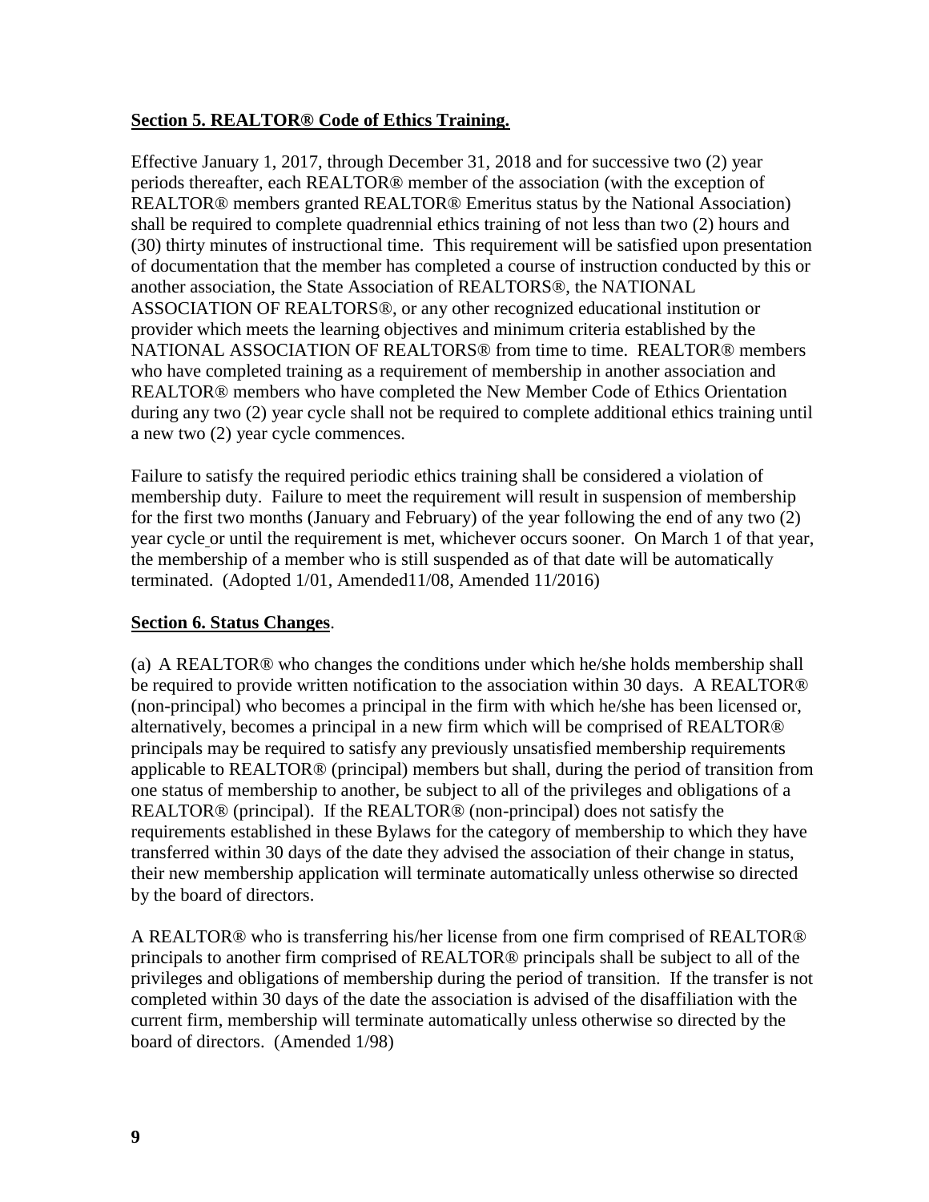**Section 5. REALTOR® Code of Ethics Training.**

Effective January 1, 2017, through December 31, 2018 and for successive two (2) year periods thereafter, each REALTOR® member of the association (with the exception of REALTOR® members granted REALTOR® Emeritus status by the National Association) shall be required to complete quadrennial ethics training of not less than two (2) hours and (30) thirty minutes of instructional time. This requirement will be satisfied upon presentation of documentation that the member has completed a course of instruction conducted by this or another association, the State Association of REALTORS®, the NATIONAL ASSOCIATION OF REALTORS®, or any other recognized educational institution or provider which meets the learning objectives and minimum criteria established by the NATIONAL ASSOCIATION OF REALTORS® from time to time. REALTOR® members who have completed training as a requirement of membership in another association and REALTOR® members who have completed the New Member Code of Ethics Orientation during any two (2) year cycle shall not be required to complete additional ethics training until a new two (2) year cycle commences.

Failure to satisfy the required periodic ethics training shall be considered a violation of membership duty. Failure to meet the requirement will result in suspension of membership for the first two months (January and February) of the year following the end of any two (2) year cycle or until the requirement is met, whichever occurs sooner. On March 1 of that year, the membership of a member who is still suspended as of that date will be automatically terminated. (Adopted 1/01, Amended11/08, Amended 11/2016)

**Section 6. Status Changes**.

(a) A REALTOR® who changes the conditions under which he/she holds membership shall be required to provide written notification to the association within 30 days. A REALTOR® (non-principal) who becomes a principal in the firm with which he/she has been licensed or, alternatively, becomes a principal in a new firm which will be comprised of REALTOR® principals may be required to satisfy any previously unsatisfied membership requirements applicable to REALTOR® (principal) members but shall, during the period of transition from one status of membership to another, be subject to all of the privileges and obligations of a REALTOR® (principal). If the REALTOR® (non-principal) does not satisfy the requirements established in these Bylaws for the category of membership to which they have transferred within 30 days of the date they advised the association of their change in status, their new membership application will terminate automatically unless otherwise so directed by the board of directors.

A REALTOR® who is transferring his/her license from one firm comprised of REALTOR® principals to another firm comprised of REALTOR® principals shall be subject to all of the privileges and obligations of membership during the period of transition. If the transfer is not completed within 30 days of the date the association is advised of the disaffiliation with the current firm, membership will terminate automatically unless otherwise so directed by the board of directors. (Amended 1/98)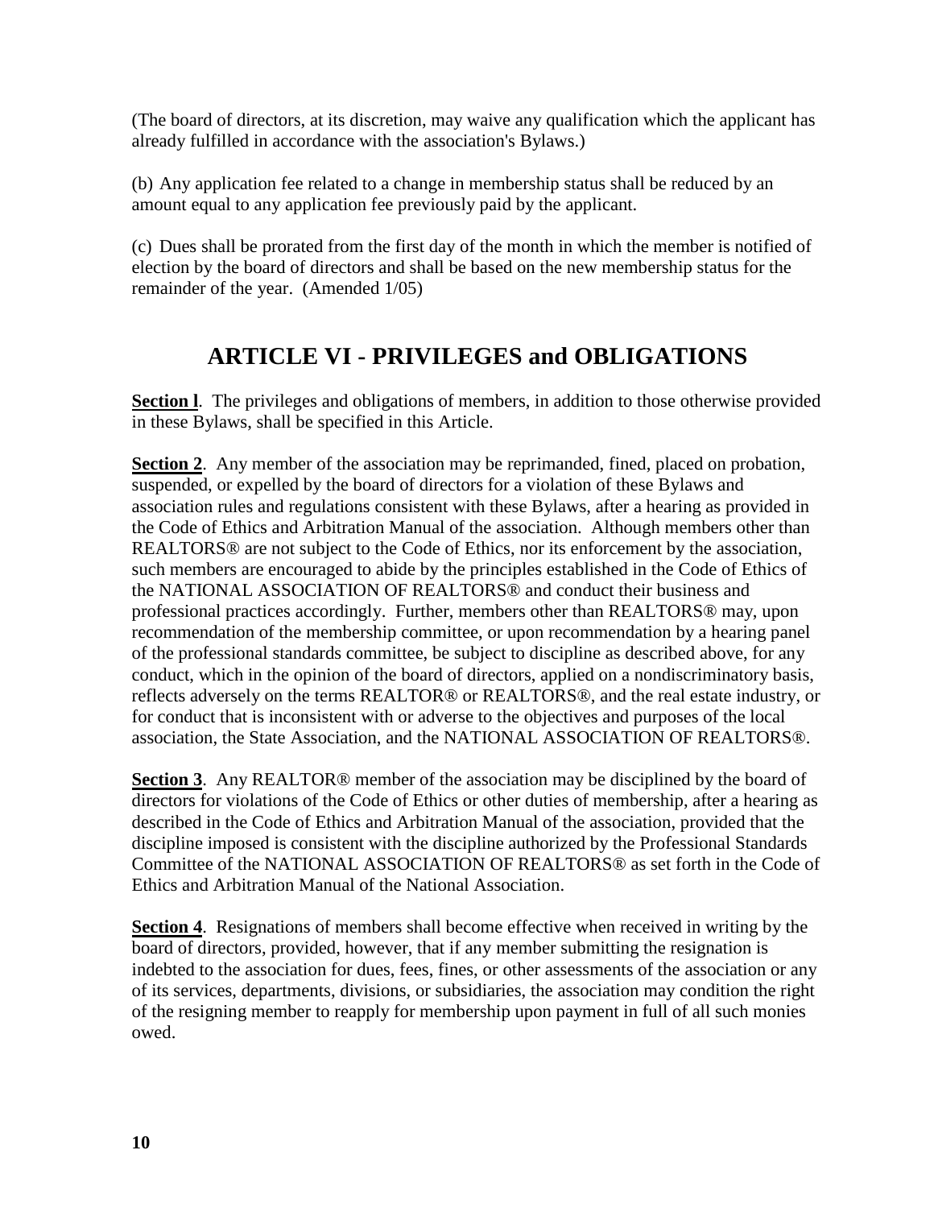(The board of directors, at its discretion, may waive any qualification which the applicant has already fulfilled in accordance with the association's Bylaws.)

(b) Any application fee related to a change in membership status shall be reduced by an amount equal to any application fee previously paid by the applicant.

(c) Dues shall be prorated from the first day of the month in which the member is notified of election by the board of directors and shall be based on the new membership status for the remainder of the year. (Amended 1/05)

# ARTICLE VI - PRIVILEGES and OBLIGATIONS

**Section l**. The privileges and obligations of members, in addition to those otherwise provided in these Bylaws, shall be specified in this Article.

**Section 2**. Any member of the association may be reprimanded, fined, placed on probation, suspended, or expelled by the board of directors for a violation of these Bylaws and association rules and regulations consistent with these Bylaws, after a hearing as provided in the Code of Ethics and Arbitration Manual of the association. Although members other than REALTORS® are not subject to the Code of Ethics, nor its enforcement by the association, such members are encouraged to abide by the principles established in the Code of Ethics of the NATIONAL ASSOCIATION OF REALTORS® and conduct their business and professional practices accordingly. Further, members other than REALTORS® may, upon recommendation of the membership committee, or upon recommendation by a hearing panel of the professional standards committee, be subject to discipline as described above, for any conduct, which in the opinion of the board of directors, applied on a nondiscriminatory basis, reflects adversely on the terms REALTOR® or REALTORS®, and the real estate industry, or for conduct that is inconsistent with or adverse to the objectives and purposes of the local association, the State Association, and the NATIONAL ASSOCIATION OF REALTORS®.

**Section 3**. Any REALTOR® member of the association may be disciplined by the board of directors for violations of the Code of Ethics or other duties of membership, after a hearing as described in the Code of Ethics and Arbitration Manual of the association, provided that the discipline imposed is consistent with the discipline authorized by the Professional Standards Committee of the NATIONAL ASSOCIATION OF REALTORS® as set forth in the Code of Ethics and Arbitration Manual of the National Association.

**Section 4**. Resignations of members shall become effective when received in writing by the board of directors, provided, however, that if any member submitting the resignation is indebted to the association for dues, fees, fines, or other assessments of the association or any of its services, departments, divisions, or subsidiaries, the association may condition the right of the resigning member to reapply for membership upon payment in full of all such monies owed.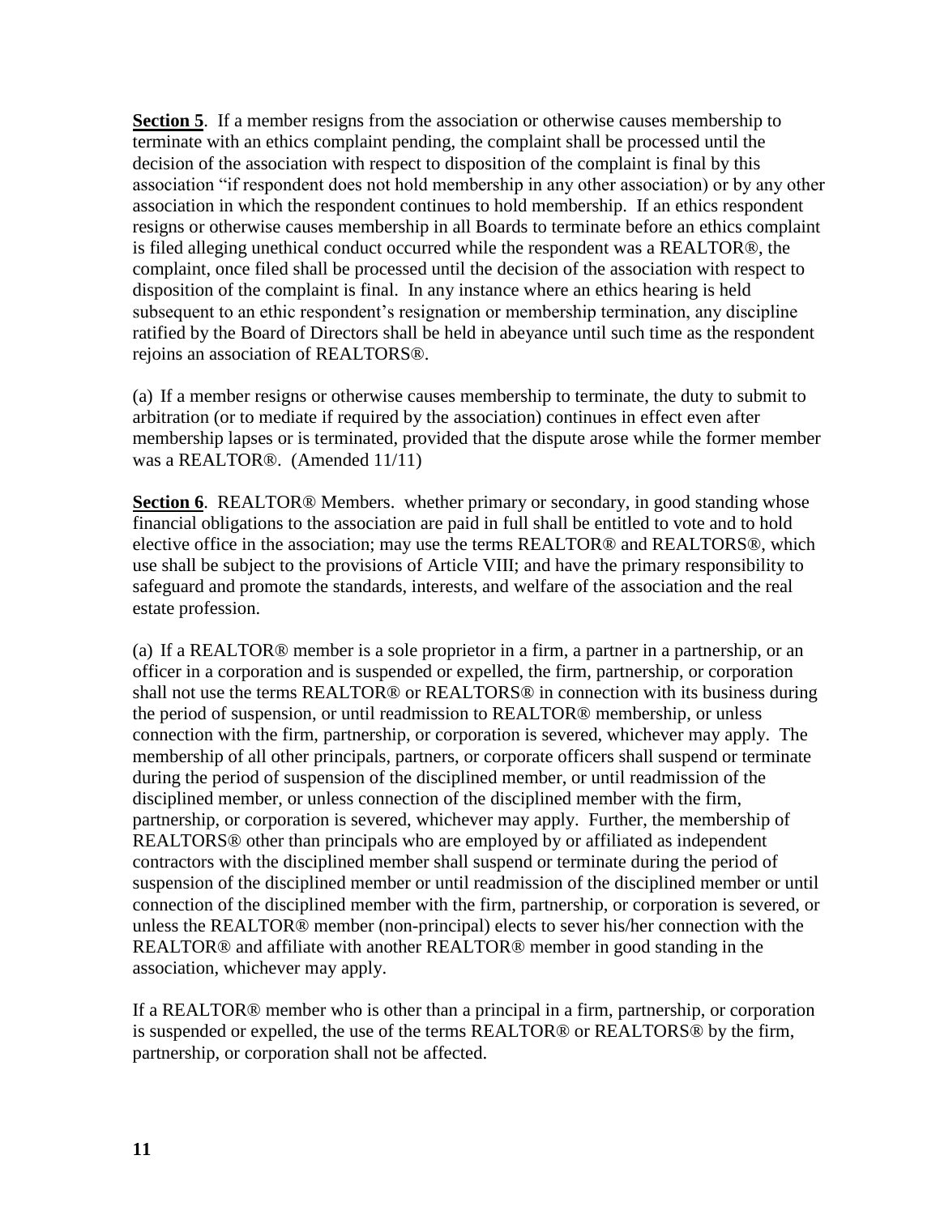**Section 5**. If a member resigns from the association or otherwise causes membership to terminate with an ethics complaint pending, the complaint shall be processed until the decision of the association with respect to disposition of the complaint is final by this association "if respondent does not hold membership in any other association) or by any other association in which the respondent continues to hold membership. If an ethics respondent resigns or otherwise causes membership in all Boards to terminate before an ethics complaint is filed alleging unethical conduct occurred while the respondent was a REALTOR®, the complaint, once filed shall be processed until the decision of the association with respect to disposition of the complaint is final. In any instance where an ethics hearing is held subsequent to an ethic respondent's resignation or membership termination, any discipline ratified by the Board of Directors shall be held in abeyance until such time as the respondent rejoins an association of REALTORS®.

(a) If a member resigns or otherwise causes membership to terminate, the duty to submit to arbitration (or to mediate if required by the association) continues in effect even after membership lapses or is terminated, provided that the dispute arose while the former member was a REALTOR®. (Amended 11/11)

**Section 6**. REALTOR® Members. whether primary or secondary, in good standing whose financial obligations to the association are paid in full shall be entitled to vote and to hold elective office in the association; may use the terms REALTOR® and REALTORS®, which use shall be subject to the provisions of Article VIII; and have the primary responsibility to safeguard and promote the standards, interests, and welfare of the association and the real estate profession.

(a) If a REALTOR® member is a sole proprietor in a firm, a partner in a partnership, or an officer in a corporation and is suspended or expelled, the firm, partnership, or corporation shall not use the terms REALTOR® or REALTORS® in connection with its business during the period of suspension, or until readmission to REALTOR® membership, or unless connection with the firm, partnership, or corporation is severed, whichever may apply. The membership of all other principals, partners, or corporate officers shall suspend or terminate during the period of suspension of the disciplined member, or until readmission of the disciplined member, or unless connection of the disciplined member with the firm, partnership, or corporation is severed, whichever may apply. Further, the membership of REALTORS® other than principals who are employed by or affiliated as independent contractors with the disciplined member shall suspend or terminate during the period of suspension of the disciplined member or until readmission of the disciplined member or until connection of the disciplined member with the firm, partnership, or corporation is severed, or unless the REALTOR® member (non-principal) elects to sever his/her connection with the REALTOR® and affiliate with another REALTOR® member in good standing in the association, whichever may apply.

If a REALTOR® member who is other than a principal in a firm, partnership, or corporation is suspended or expelled, the use of the terms REALTOR® or REALTORS® by the firm, partnership, or corporation shall not be affected.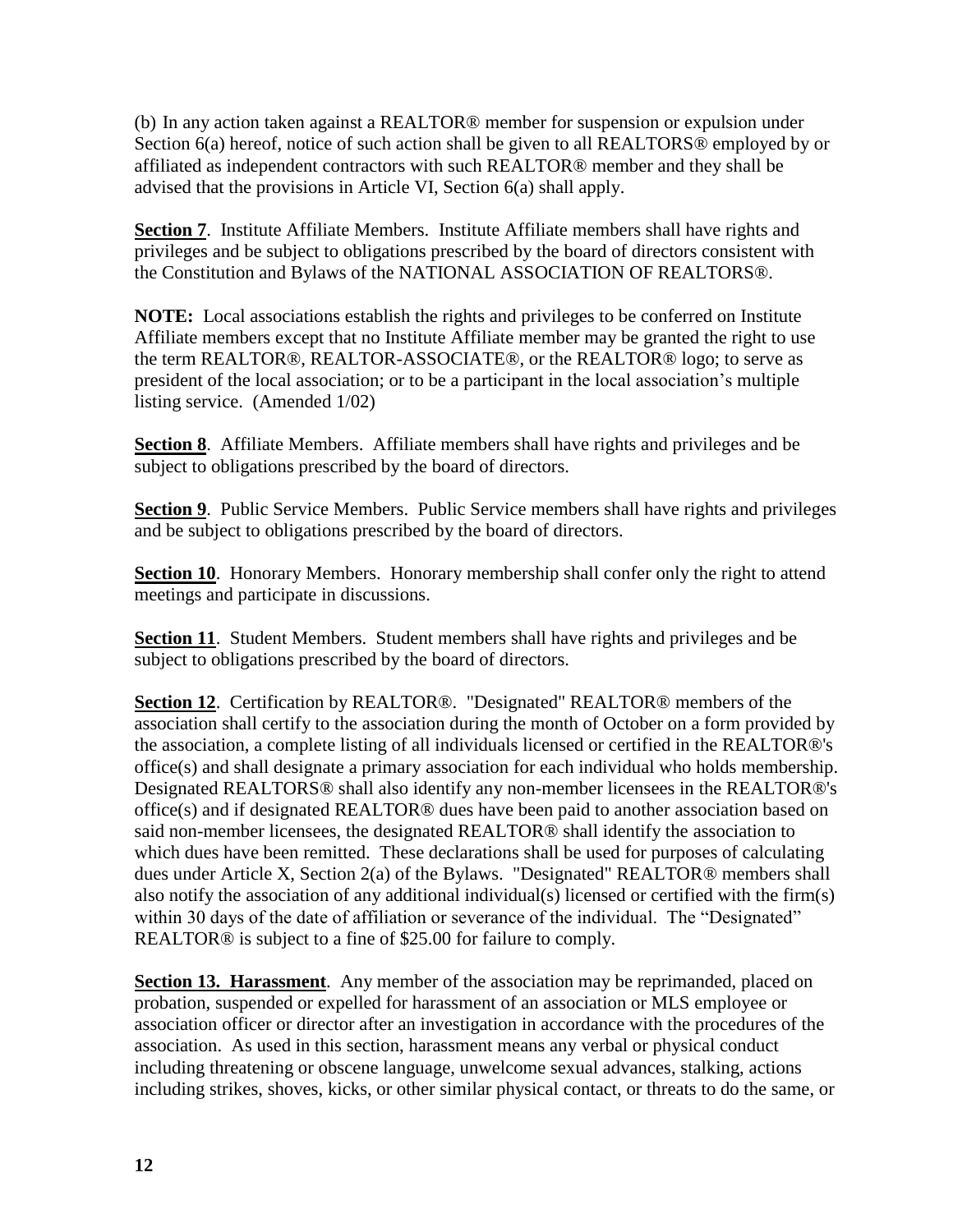(b) In any action taken against a REALTOR® member for suspension or expulsion under Section 6(a) hereof, notice of such action shall be given to all REALTORS® employed by or affiliated as independent contractors with such REALTOR® member and they shall be advised that the provisions in Article VI, Section 6(a) shall apply.

**Section 7**. Institute Affiliate Members. Institute Affiliate members shall have rights and privileges and be subject to obligations prescribed by the board of directors consistent with the Constitution and Bylaws of the NATIONAL ASSOCIATION OF REALTORS®.

**NOTE:** Local associations establish the rights and privileges to be conferred on Institute Affiliate members except that no Institute Affiliate member may be granted the right to use the term REALTOR®, REALTOR-ASSOCIATE®, or the REALTOR® logo; to serve as president of the local association; or to be a participant in the local association's multiple listing service. (Amended 1/02)

**Section 8**. Affiliate Members. Affiliate members shall have rights and privileges and be subject to obligations prescribed by the board of directors.

**Section 9**. Public Service Members. Public Service members shall have rights and privileges and be subject to obligations prescribed by the board of directors.

**Section 10**. Honorary Members. Honorary membership shall confer only the right to attend meetings and participate in discussions.

**Section 11**. Student Members. Student members shall have rights and privileges and be subject to obligations prescribed by the board of directors.

**Section 12**. Certification by REALTOR®. "Designated" REALTOR® members of the association shall certify to the association during the month of October on a form provided by the association, a complete listing of all individuals licensed or certified in the REALTOR®'s office(s) and shall designate a primary association for each individual who holds membership. Designated REALTORS® shall also identify any non-member licensees in the REALTOR®'s office(s) and if designated REALTOR® dues have been paid to another association based on said non-member licensees, the designated REALTOR® shall identify the association to which dues have been remitted. These declarations shall be used for purposes of calculating dues under Article X, Section 2(a) of the Bylaws. "Designated" REALTOR® members shall also notify the association of any additional individual(s) licensed or certified with the firm(s) within 30 days of the date of affiliation or severance of the individual. The "Designated" REALTOR® is subject to a fine of $25.00 for failure to comply.

**Section 13. Harassment**. Any member of the association may be reprimanded, placed on probation, suspended or expelled for harassment of an association or MLS employee or association officer or director after an investigation in accordance with the procedures of the association. As used in this section, harassment means any verbal or physical conduct including threatening or obscene language, unwelcome sexual advances, stalking, actions including strikes, shoves, kicks, or other similar physical contact, or threats to do the same, or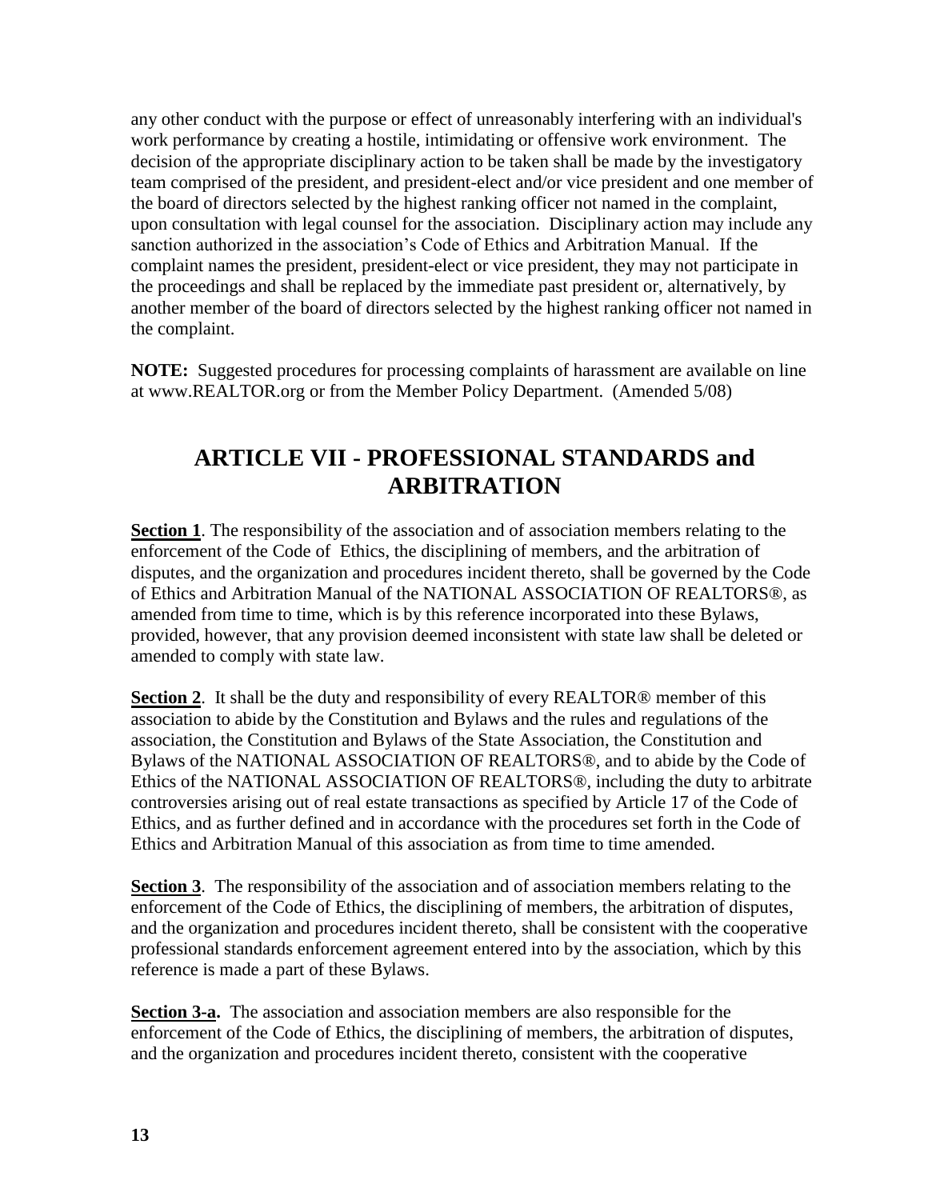any other conduct with the purpose or effect of unreasonably interfering with an individual's work performance by creating a hostile, intimidating or offensive work environment. The decision of the appropriate disciplinary action to be taken shall be made by the investigatory team comprised of the president, and president-elect and/or vice president and one member of the board of directors selected by the highest ranking officer not named in the complaint, upon consultation with legal counsel for the association. Disciplinary action may include any sanction authorized in the association's Code of Ethics and Arbitration Manual. If the complaint names the president, president-elect or vice president, they may not participate in the proceedings and shall be replaced by the immediate past president or, alternatively, by another member of the board of directors selected by the highest ranking officer not named in the complaint.

**NOTE:** Suggested procedures for processing complaints of harassment are available on line at www.REALTOR.org or from the Member Policy Department. (Amended 5/08)

## ARTICLE VII - PROFESSIONAL STANDARDS and ARBITRATION

**Section 1**. The responsibility of the association and of association members relating to the enforcement of the Code of Ethics, the disciplining of members, and the arbitration of disputes, and the organization and procedures incident thereto, shall be governed by the Code of Ethics and Arbitration Manual of the NATIONAL ASSOCIATION OF REALTORS®, as amended from time to time, which is by this reference incorporated into these Bylaws, provided, however, that any provision deemed inconsistent with state law shall be deleted or amended to comply with state law.

**Section 2**. It shall be the duty and responsibility of every REALTOR® member of this association to abide by the Constitution and Bylaws and the rules and regulations of the association, the Constitution and Bylaws of the State Association, the Constitution and Bylaws of the NATIONAL ASSOCIATION OF REALTORS®, and to abide by the Code of Ethics of the NATIONAL ASSOCIATION OF REALTORS®, including the duty to arbitrate controversies arising out of real estate transactions as specified by Article 17 of the Code of Ethics, and as further defined and in accordance with the procedures set forth in the Code of Ethics and Arbitration Manual of this association as from time to time amended.

**Section 3**. The responsibility of the association and of association members relating to the enforcement of the Code of Ethics, the disciplining of members, the arbitration of disputes, and the organization and procedures incident thereto, shall be consistent with the cooperative professional standards enforcement agreement entered into by the association, which by this reference is made a part of these Bylaws.

**Section 3-a.** The association and association members are also responsible for the enforcement of the Code of Ethics, the disciplining of members, the arbitration of disputes, and the organization and procedures incident thereto, consistent with the cooperative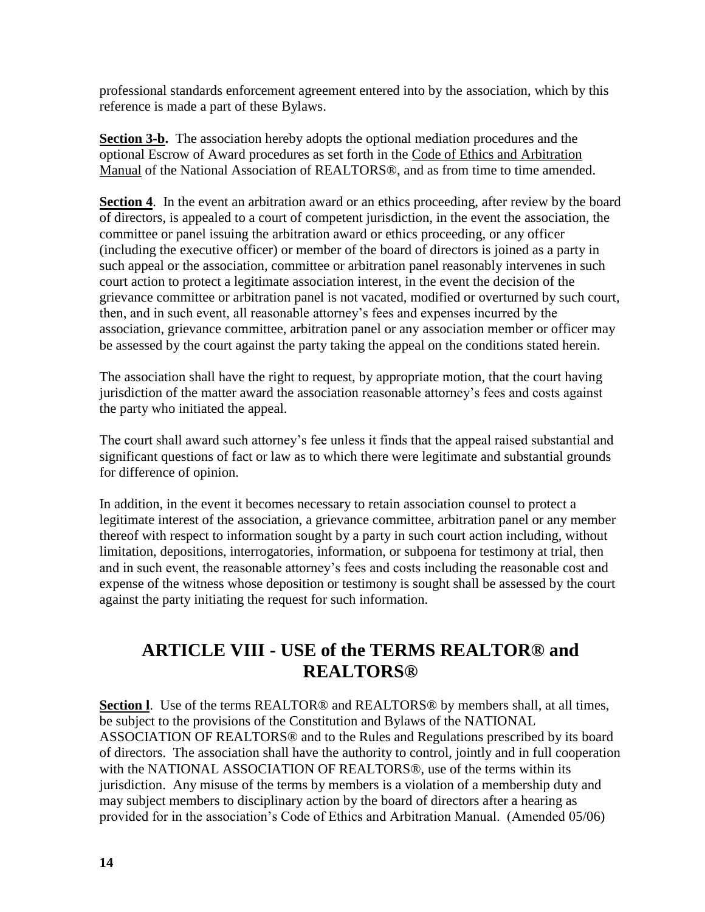professional standards enforcement agreement entered into by the association, which by this reference is made a part of these Bylaws.

**Section 3-b.** The association hereby adopts the optional mediation procedures and the optional Escrow of Award procedures as set forth in the Code of Ethics and Arbitration Manual of the National Association of REALTORS®, and as from time to time amended.

**Section 4**. In the event an arbitration award or an ethics proceeding, after review by the board of directors, is appealed to a court of competent jurisdiction, in the event the association, the committee or panel issuing the arbitration award or ethics proceeding, or any officer (including the executive officer) or member of the board of directors is joined as a party in such appeal or the association, committee or arbitration panel reasonably intervenes in such court action to protect a legitimate association interest, in the event the decision of the grievance committee or arbitration panel is not vacated, modified or overturned by such court, then, and in such event, all reasonable attorney's fees and expenses incurred by the association, grievance committee, arbitration panel or any association member or officer may be assessed by the court against the party taking the appeal on the conditions stated herein.

The association shall have the right to request, by appropriate motion, that the court having jurisdiction of the matter award the association reasonable attorney's fees and costs against the party who initiated the appeal.

The court shall award such attorney's fee unless it finds that the appeal raised substantial and significant questions of fact or law as to which there were legitimate and substantial grounds for difference of opinion.

In addition, in the event it becomes necessary to retain association counsel to protect a legitimate interest of the association, a grievance committee, arbitration panel or any member thereof with respect to information sought by a party in such court action including, without limitation, depositions, interrogatories, information, or subpoena for testimony at trial, then and in such event, the reasonable attorney's fees and costs including the reasonable cost and expense of the witness whose deposition or testimony is sought shall be assessed by the court against the party initiating the request for such information.

## ARTICLE VIII - USE of the TERMS REALTOR® and REALTORS®

**Section l**. Use of the terms REALTOR® and REALTORS® by members shall, at all times, be subject to the provisions of the Constitution and Bylaws of the NATIONAL ASSOCIATION OF REALTORS® and to the Rules and Regulations prescribed by its board of directors. The association shall have the authority to control, jointly and in full cooperation with the NATIONAL ASSOCIATION OF REALTORS®, use of the terms within its jurisdiction. Any misuse of the terms by members is a violation of a membership duty and may subject members to disciplinary action by the board of directors after a hearing as provided for in the association's Code of Ethics and Arbitration Manual. (Amended 05/06)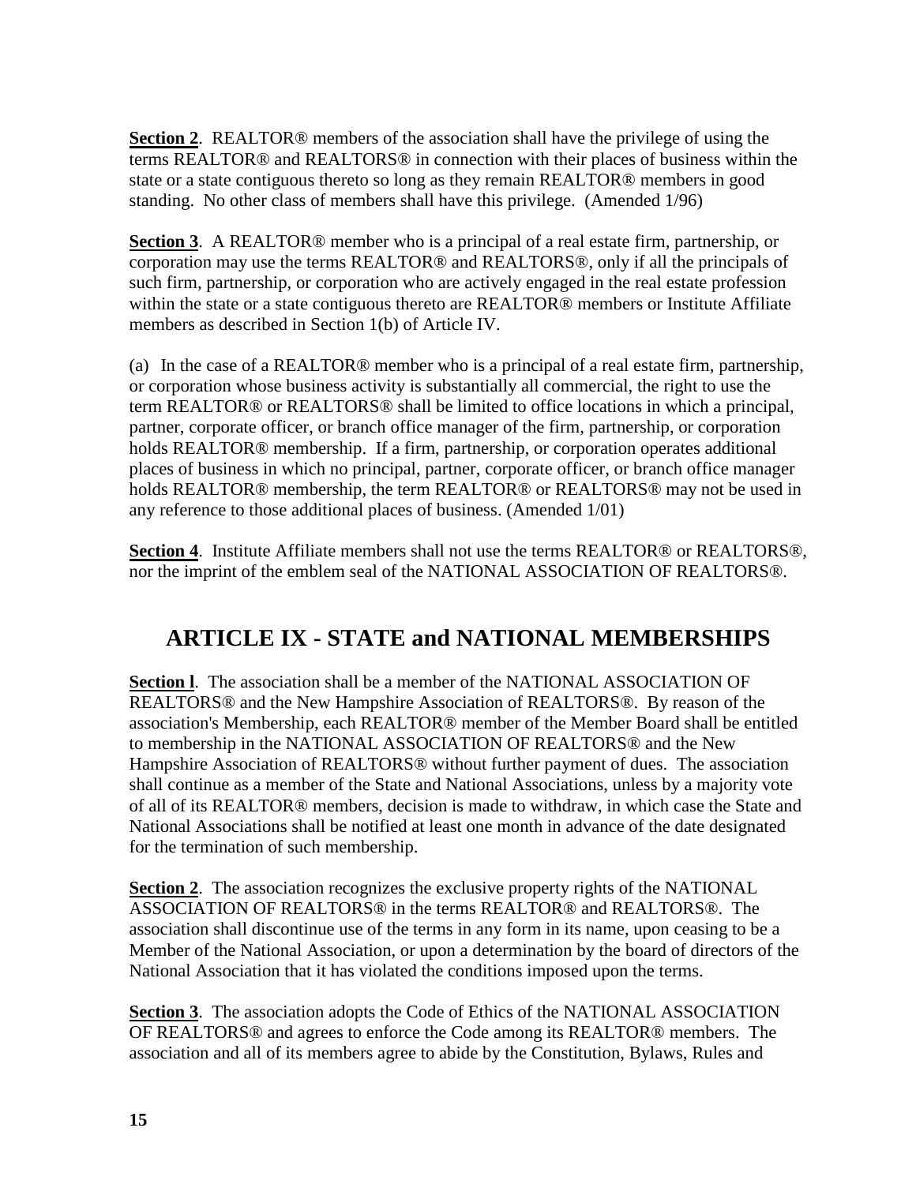**Section 2**. REALTOR® members of the association shall have the privilege of using the terms REALTOR® and REALTORS® in connection with their places of business within the state or a state contiguous thereto so long as they remain REALTOR® members in good standing. No other class of members shall have this privilege. (Amended 1/96)

**Section 3**. A REALTOR® member who is a principal of a real estate firm, partnership, or corporation may use the terms REALTOR® and REALTORS®, only if all the principals of such firm, partnership, or corporation who are actively engaged in the real estate profession within the state or a state contiguous thereto are REALTOR® members or Institute Affiliate members as described in Section 1(b) of Article IV.

(a) In the case of a REALTOR® member who is a principal of a real estate firm, partnership, or corporation whose business activity is substantially all commercial, the right to use the term REALTOR® or REALTORS® shall be limited to office locations in which a principal, partner, corporate officer, or branch office manager of the firm, partnership, or corporation holds REALTOR® membership. If a firm, partnership, or corporation operates additional places of business in which no principal, partner, corporate officer, or branch office manager holds REALTOR® membership, the term REALTOR® or REALTORS® may not be used in any reference to those additional places of business. (Amended 1/01)

**Section 4**. Institute Affiliate members shall not use the terms REALTOR® or REALTORS®, nor the imprint of the emblem seal of the NATIONAL ASSOCIATION OF REALTORS®.

## ARTICLE IX - STATE and NATIONAL MEMBERSHIPS

**Section l**. The association shall be a member of the NATIONAL ASSOCIATION OF REALTORS® and the New Hampshire Association of REALTORS®. By reason of the association's Membership, each REALTOR® member of the Member Board shall be entitled to membership in the NATIONAL ASSOCIATION OF REALTORS® and the New Hampshire Association of REALTORS® without further payment of dues. The association shall continue as a member of the State and National Associations, unless by a majority vote of all of its REALTOR® members, decision is made to withdraw, in which case the State and National Associations shall be notified at least one month in advance of the date designated for the termination of such membership.

**Section 2**. The association recognizes the exclusive property rights of the NATIONAL ASSOCIATION OF REALTORS® in the terms REALTOR® and REALTORS®. The association shall discontinue use of the terms in any form in its name, upon ceasing to be a Member of the National Association, or upon a determination by the board of directors of the National Association that it has violated the conditions imposed upon the terms.

**Section 3**. The association adopts the Code of Ethics of the NATIONAL ASSOCIATION OF REALTORS® and agrees to enforce the Code among its REALTOR® members. The association and all of its members agree to abide by the Constitution, Bylaws, Rules and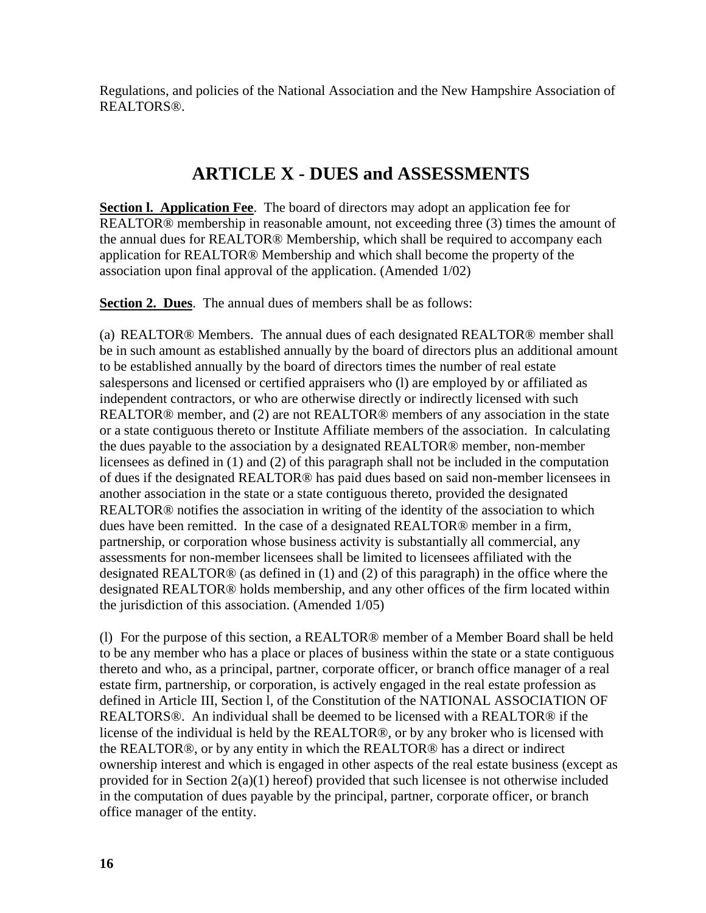Regulations, and policies of the National Association and the New Hampshire Association of REALTORS®.

## ARTICLE X - DUES and ASSESSMENTS

**Section l. Application Fee**. The board of directors may adopt an application fee for REALTOR® membership in reasonable amount, not exceeding three (3) times the amount of the annual dues for REALTOR® Membership, which shall be required to accompany each application for REALTOR® Membership and which shall become the property of the association upon final approval of the application. (Amended 1/02)

**Section 2. Dues**. The annual dues of members shall be as follows:

(a) REALTOR® Members. The annual dues of each designated REALTOR® member shall be in such amount as established annually by the board of directors plus an additional amount to be established annually by the board of directors times the number of real estate salespersons and licensed or certified appraisers who (l) are employed by or affiliated as independent contractors, or who are otherwise directly or indirectly licensed with such REALTOR® member, and (2) are not REALTOR® members of any association in the state or a state contiguous thereto or Institute Affiliate members of the association. In calculating the dues payable to the association by a designated REALTOR® member, non-member licensees as defined in (1) and (2) of this paragraph shall not be included in the computation of dues if the designated REALTOR® has paid dues based on said non-member licensees in another association in the state or a state contiguous thereto, provided the designated REALTOR® notifies the association in writing of the identity of the association to which dues have been remitted. In the case of a designated REALTOR® member in a firm, partnership, or corporation whose business activity is substantially all commercial, any assessments for non-member licensees shall be limited to licensees affiliated with the designated REALTOR® (as defined in (1) and (2) of this paragraph) in the office where the designated REALTOR® holds membership, and any other offices of the firm located within the jurisdiction of this association. (Amended 1/05)

(l) For the purpose of this section, a REALTOR® member of a Member Board shall be held to be any member who has a place or places of business within the state or a state contiguous thereto and who, as a principal, partner, corporate officer, or branch office manager of a real estate firm, partnership, or corporation, is actively engaged in the real estate profession as defined in Article III, Section l, of the Constitution of the NATIONAL ASSOCIATION OF REALTORS®. An individual shall be deemed to be licensed with a REALTOR® if the license of the individual is held by the REALTOR®, or by any broker who is licensed with the REALTOR®, or by any entity in which the REALTOR® has a direct or indirect ownership interest and which is engaged in other aspects of the real estate business (except as provided for in Section 2(a)(1) hereof) provided that such licensee is not otherwise included in the computation of dues payable by the principal, partner, corporate officer, or branch office manager of the entity.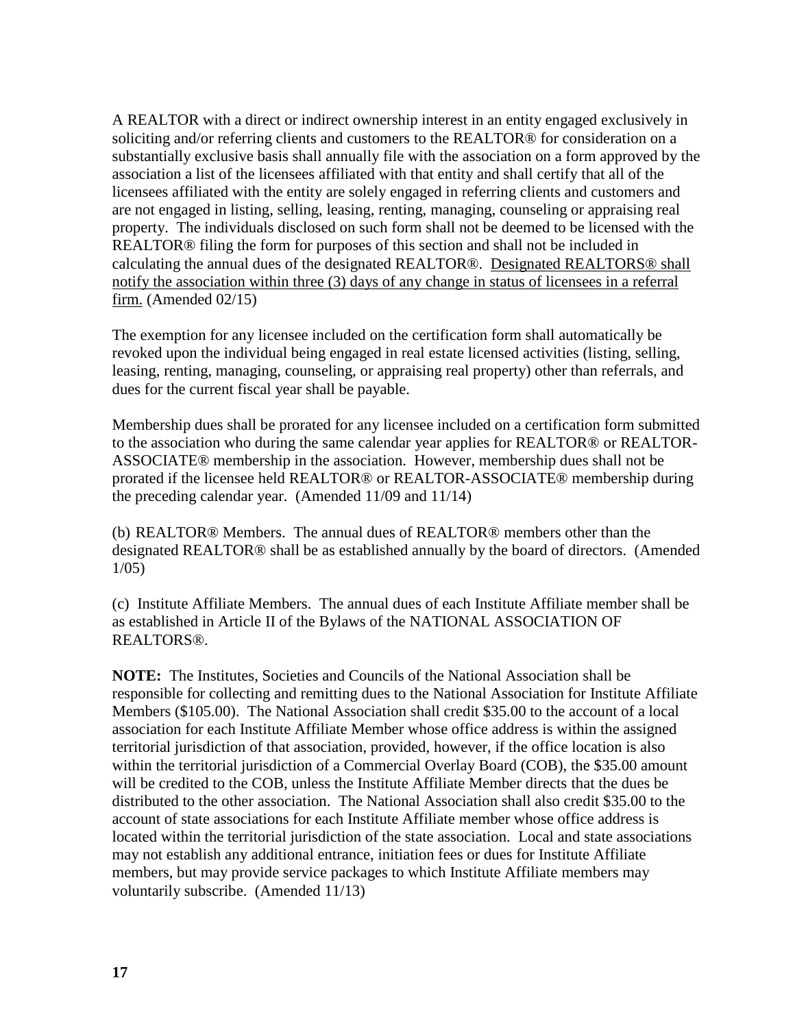A REALTOR with a direct or indirect ownership interest in an entity engaged exclusively in soliciting and/or referring clients and customers to the REALTOR® for consideration on a substantially exclusive basis shall annually file with the association on a form approved by the association a list of the licensees affiliated with that entity and shall certify that all of the licensees affiliated with the entity are solely engaged in referring clients and customers and are not engaged in listing, selling, leasing, renting, managing, counseling or appraising real property. The individuals disclosed on such form shall not be deemed to be licensed with the REALTOR® filing the form for purposes of this section and shall not be included in calculating the annual dues of the designated REALTOR®. <u>Designated REALTORS® shall notify the association within three (3) days of any change in status of licensees in a referral firm.</u> (Amended 02/15)

The exemption for any licensee included on the certification form shall automatically be revoked upon the individual being engaged in real estate licensed activities (listing, selling, leasing, renting, managing, counseling, or appraising real property) other than referrals, and dues for the current fiscal year shall be payable.

Membership dues shall be prorated for any licensee included on a certification form submitted to the association who during the same calendar year applies for REALTOR® or REALTOR-ASSOCIATE® membership in the association. However, membership dues shall not be prorated if the licensee held REALTOR® or REALTOR-ASSOCIATE® membership during the preceding calendar year. (Amended 11/09 and 11/14)

(b) REALTOR® Members. The annual dues of REALTOR® members other than the designated REALTOR® shall be as established annually by the board of directors. (Amended 1/05)

(c) Institute Affiliate Members. The annual dues of each Institute Affiliate member shall be as established in Article II of the Bylaws of the NATIONAL ASSOCIATION OF REALTORS®.

**NOTE:** The Institutes, Societies and Councils of the National Association shall be responsible for collecting and remitting dues to the National Association for Institute Affiliate Members ($105.00). The National Association shall credit $35.00 to the account of a local association for each Institute Affiliate Member whose office address is within the assigned territorial jurisdiction of that association, provided, however, if the office location is also within the territorial jurisdiction of a Commercial Overlay Board (COB), the $35.00 amount will be credited to the COB, unless the Institute Affiliate Member directs that the dues be distributed to the other association. The National Association shall also credit $35.00 to the account of state associations for each Institute Affiliate member whose office address is located within the territorial jurisdiction of the state association. Local and state associations may not establish any additional entrance, initiation fees or dues for Institute Affiliate members, but may provide service packages to which Institute Affiliate members may voluntarily subscribe. (Amended 11/13)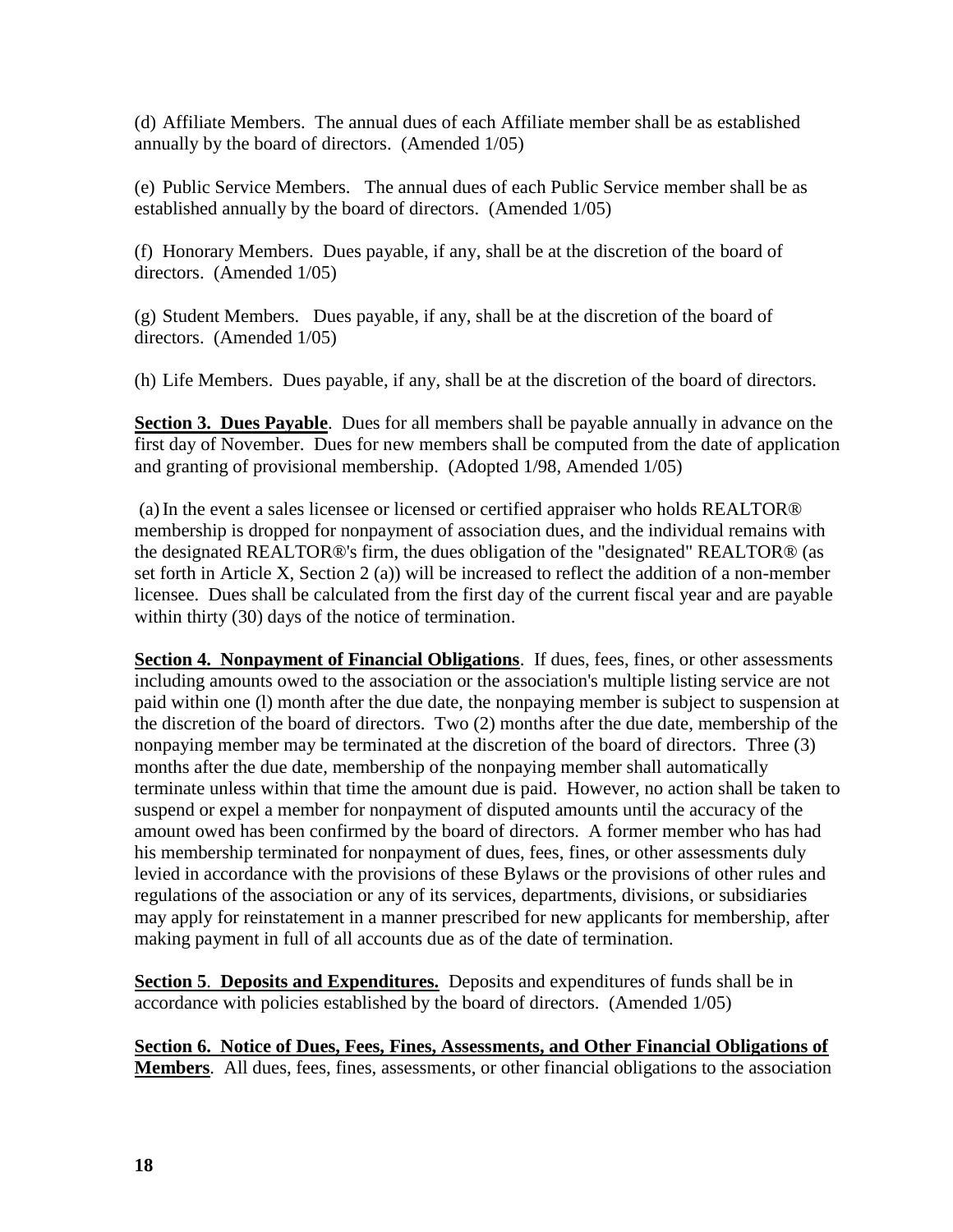(d) Affiliate Members. The annual dues of each Affiliate member shall be as established annually by the board of directors. (Amended 1/05)

(e) Public Service Members. The annual dues of each Public Service member shall be as established annually by the board of directors. (Amended 1/05)

(f) Honorary Members. Dues payable, if any, shall be at the discretion of the board of directors. (Amended 1/05)

(g) Student Members. Dues payable, if any, shall be at the discretion of the board of directors. (Amended 1/05)

(h) Life Members. Dues payable, if any, shall be at the discretion of the board of directors.

**Section 3. Dues Payable**. Dues for all members shall be payable annually in advance on the first day of November. Dues for new members shall be computed from the date of application and granting of provisional membership. (Adopted 1/98, Amended 1/05)

(a) In the event a sales licensee or licensed or certified appraiser who holds REALTOR® membership is dropped for nonpayment of association dues, and the individual remains with the designated REALTOR®'s firm, the dues obligation of the "designated" REALTOR® (as set forth in Article X, Section 2 (a)) will be increased to reflect the addition of a non-member licensee. Dues shall be calculated from the first day of the current fiscal year and are payable within thirty (30) days of the notice of termination.

**Section 4. Nonpayment of Financial Obligations**. If dues, fees, fines, or other assessments including amounts owed to the association or the association's multiple listing service are not paid within one (l) month after the due date, the nonpaying member is subject to suspension at the discretion of the board of directors. Two (2) months after the due date, membership of the nonpaying member may be terminated at the discretion of the board of directors. Three (3) months after the due date, membership of the nonpaying member shall automatically terminate unless within that time the amount due is paid. However, no action shall be taken to suspend or expel a member for nonpayment of disputed amounts until the accuracy of the amount owed has been confirmed by the board of directors. A former member who has had his membership terminated for nonpayment of dues, fees, fines, or other assessments duly levied in accordance with the provisions of these Bylaws or the provisions of other rules and regulations of the association or any of its services, departments, divisions, or subsidiaries may apply for reinstatement in a manner prescribed for new applicants for membership, after making payment in full of all accounts due as of the date of termination.

**Section 5. Deposits and Expenditures.** Deposits and expenditures of funds shall be in accordance with policies established by the board of directors. (Amended 1/05)

**Section 6. Notice of Dues, Fees, Fines, Assessments, and Other Financial Obligations of Members**. All dues, fees, fines, assessments, or other financial obligations to the association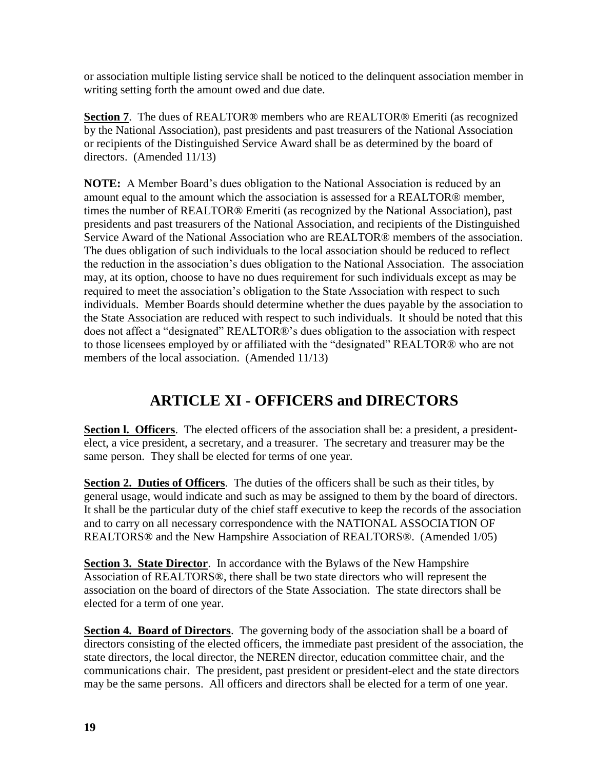or association multiple listing service shall be noticed to the delinquent association member in writing setting forth the amount owed and due date.

**Section 7**. The dues of REALTOR® members who are REALTOR® Emeriti (as recognized by the National Association), past presidents and past treasurers of the National Association or recipients of the Distinguished Service Award shall be as determined by the board of directors. (Amended 11/13)

**NOTE:** A Member Board's dues obligation to the National Association is reduced by an amount equal to the amount which the association is assessed for a REALTOR® member, times the number of REALTOR® Emeriti (as recognized by the National Association), past presidents and past treasurers of the National Association, and recipients of the Distinguished Service Award of the National Association who are REALTOR® members of the association. The dues obligation of such individuals to the local association should be reduced to reflect the reduction in the association's dues obligation to the National Association. The association may, at its option, choose to have no dues requirement for such individuals except as may be required to meet the association's obligation to the State Association with respect to such individuals. Member Boards should determine whether the dues payable by the association to the State Association are reduced with respect to such individuals. It should be noted that this does not affect a "designated" REALTOR®'s dues obligation to the association with respect to those licensees employed by or affiliated with the "designated" REALTOR® who are not members of the local association. (Amended 11/13)

## ARTICLE XI - OFFICERS and DIRECTORS

**Section l. Officers**. The elected officers of the association shall be: a president, a president-elect, a vice president, a secretary, and a treasurer. The secretary and treasurer may be the same person. They shall be elected for terms of one year.

**Section 2. Duties of Officers**. The duties of the officers shall be such as their titles, by general usage, would indicate and such as may be assigned to them by the board of directors. It shall be the particular duty of the chief staff executive to keep the records of the association and to carry on all necessary correspondence with the NATIONAL ASSOCIATION OF REALTORS® and the New Hampshire Association of REALTORS®. (Amended 1/05)

**Section 3. State Director**. In accordance with the Bylaws of the New Hampshire Association of REALTORS®, there shall be two state directors who will represent the association on the board of directors of the State Association. The state directors shall be elected for a term of one year.

**Section 4. Board of Directors**. The governing body of the association shall be a board of directors consisting of the elected officers, the immediate past president of the association, the state directors, the local director, the NEREN director, education committee chair, and the communications chair. The president, past president or president-elect and the state directors may be the same persons. All officers and directors shall be elected for a term of one year.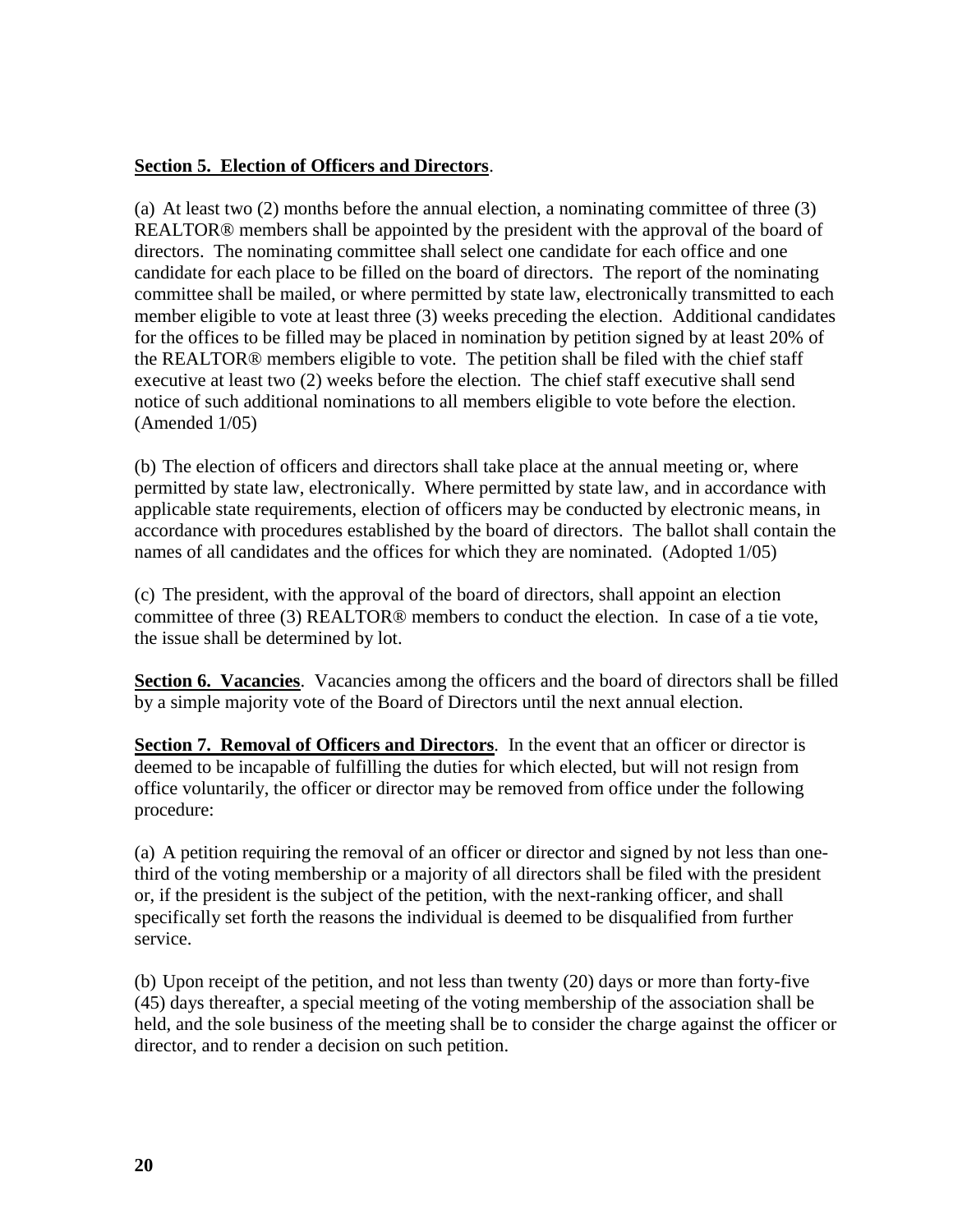**Section 5. Election of Officers and Directors**.

(a) At least two (2) months before the annual election, a nominating committee of three (3) REALTOR® members shall be appointed by the president with the approval of the board of directors. The nominating committee shall select one candidate for each office and one candidate for each place to be filled on the board of directors. The report of the nominating committee shall be mailed, or where permitted by state law, electronically transmitted to each member eligible to vote at least three (3) weeks preceding the election. Additional candidates for the offices to be filled may be placed in nomination by petition signed by at least 20% of the REALTOR® members eligible to vote. The petition shall be filed with the chief staff executive at least two (2) weeks before the election. The chief staff executive shall send notice of such additional nominations to all members eligible to vote before the election. (Amended 1/05)

(b) The election of officers and directors shall take place at the annual meeting or, where permitted by state law, electronically. Where permitted by state law, and in accordance with applicable state requirements, election of officers may be conducted by electronic means, in accordance with procedures established by the board of directors. The ballot shall contain the names of all candidates and the offices for which they are nominated. (Adopted 1/05)

(c) The president, with the approval of the board of directors, shall appoint an election committee of three (3) REALTOR® members to conduct the election. In case of a tie vote, the issue shall be determined by lot.

**Section 6. Vacancies**. Vacancies among the officers and the board of directors shall be filled by a simple majority vote of the Board of Directors until the next annual election.

**Section 7. Removal of Officers and Directors**. In the event that an officer or director is deemed to be incapable of fulfilling the duties for which elected, but will not resign from office voluntarily, the officer or director may be removed from office under the following procedure:

(a) A petition requiring the removal of an officer or director and signed by not less than one-third of the voting membership or a majority of all directors shall be filed with the president or, if the president is the subject of the petition, with the next-ranking officer, and shall specifically set forth the reasons the individual is deemed to be disqualified from further service.

(b) Upon receipt of the petition, and not less than twenty (20) days or more than forty-five (45) days thereafter, a special meeting of the voting membership of the association shall be held, and the sole business of the meeting shall be to consider the charge against the officer or director, and to render a decision on such petition.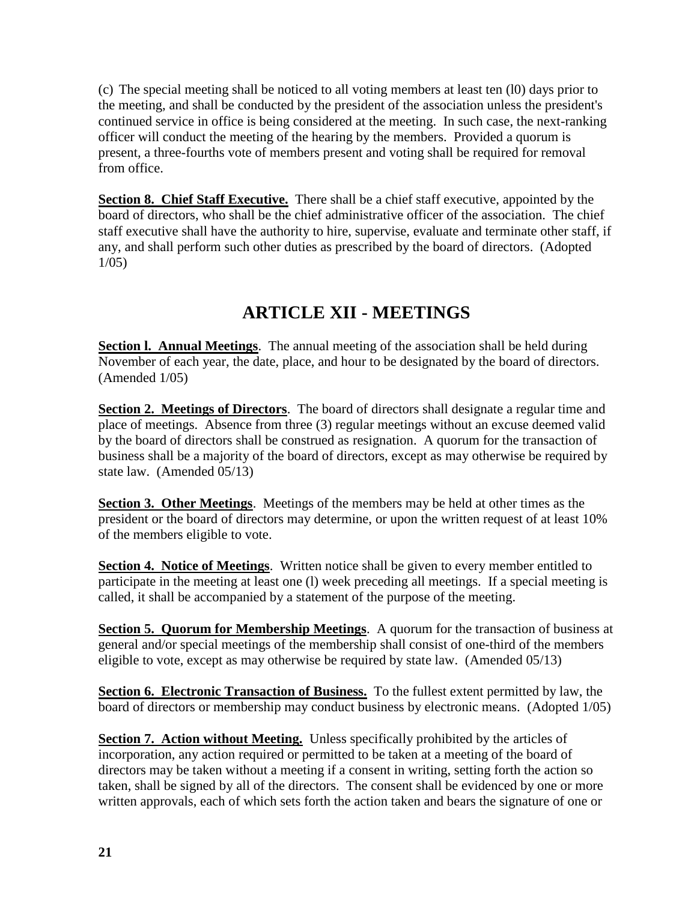(c) The special meeting shall be noticed to all voting members at least ten (l0) days prior to the meeting, and shall be conducted by the president of the association unless the president's continued service in office is being considered at the meeting. In such case, the next-ranking officer will conduct the meeting of the hearing by the members. Provided a quorum is present, a three-fourths vote of members present and voting shall be required for removal from office.

**Section 8. Chief Staff Executive.** There shall be a chief staff executive, appointed by the board of directors, who shall be the chief administrative officer of the association. The chief staff executive shall have the authority to hire, supervise, evaluate and terminate other staff, if any, and shall perform such other duties as prescribed by the board of directors. (Adopted 1/05)

# ARTICLE XII - MEETINGS

**Section l. Annual Meetings**. The annual meeting of the association shall be held during November of each year, the date, place, and hour to be designated by the board of directors. (Amended 1/05)

**Section 2. Meetings of Directors**. The board of directors shall designate a regular time and place of meetings. Absence from three (3) regular meetings without an excuse deemed valid by the board of directors shall be construed as resignation. A quorum for the transaction of business shall be a majority of the board of directors, except as may otherwise be required by state law. (Amended 05/13)

**Section 3. Other Meetings**. Meetings of the members may be held at other times as the president or the board of directors may determine, or upon the written request of at least 10% of the members eligible to vote.

**Section 4. Notice of Meetings**. Written notice shall be given to every member entitled to participate in the meeting at least one (l) week preceding all meetings. If a special meeting is called, it shall be accompanied by a statement of the purpose of the meeting.

**Section 5. Quorum for Membership Meetings**. A quorum for the transaction of business at general and/or special meetings of the membership shall consist of one-third of the members eligible to vote, except as may otherwise be required by state law. (Amended 05/13)

**Section 6. Electronic Transaction of Business.** To the fullest extent permitted by law, the board of directors or membership may conduct business by electronic means. (Adopted 1/05)

**Section 7. Action without Meeting.** Unless specifically prohibited by the articles of incorporation, any action required or permitted to be taken at a meeting of the board of directors may be taken without a meeting if a consent in writing, setting forth the action so taken, shall be signed by all of the directors. The consent shall be evidenced by one or more written approvals, each of which sets forth the action taken and bears the signature of one or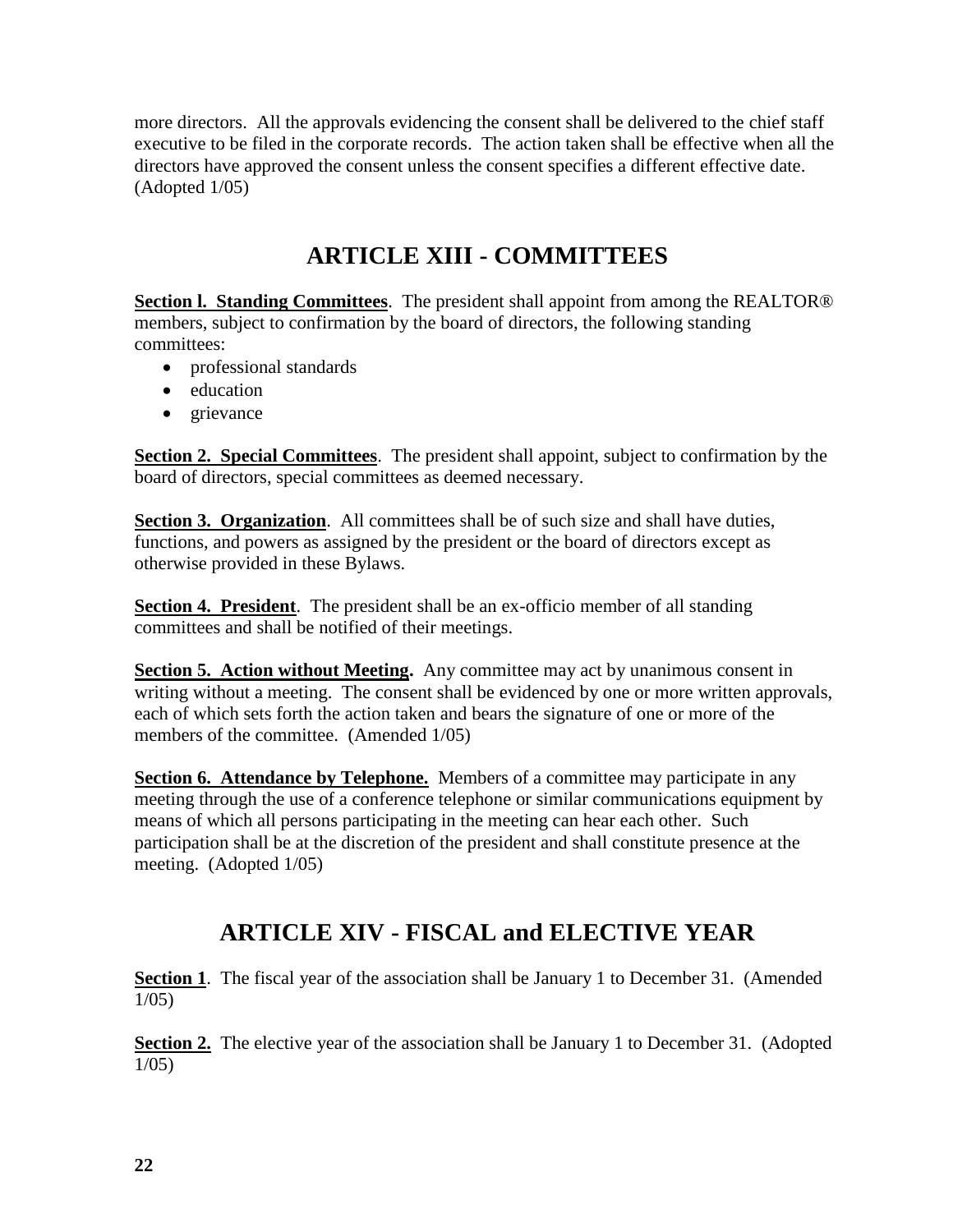more directors. All the approvals evidencing the consent shall be delivered to the chief staff executive to be filed in the corporate records. The action taken shall be effective when all the directors have approved the consent unless the consent specifies a different effective date. (Adopted 1/05)

## ARTICLE XIII - COMMITTEES

**Section l. Standing Committees**. The president shall appoint from among the REALTOR® members, subject to confirmation by the board of directors, the following standing committees:

- professional standards
- education
- grievance

**Section 2. Special Committees**. The president shall appoint, subject to confirmation by the board of directors, special committees as deemed necessary.

**Section 3. Organization**. All committees shall be of such size and shall have duties, functions, and powers as assigned by the president or the board of directors except as otherwise provided in these Bylaws.

**Section 4. President**. The president shall be an ex-officio member of all standing committees and shall be notified of their meetings.

**Section 5. Action without Meeting.** Any committee may act by unanimous consent in writing without a meeting. The consent shall be evidenced by one or more written approvals, each of which sets forth the action taken and bears the signature of one or more of the members of the committee. (Amended 1/05)

**Section 6. Attendance by Telephone.** Members of a committee may participate in any meeting through the use of a conference telephone or similar communications equipment by means of which all persons participating in the meeting can hear each other. Such participation shall be at the discretion of the president and shall constitute presence at the meeting. (Adopted 1/05)

## ARTICLE XIV - FISCAL and ELECTIVE YEAR

**Section 1**. The fiscal year of the association shall be January 1 to December 31. (Amended 1/05)

**Section 2.** The elective year of the association shall be January 1 to December 31. (Adopted 1/05)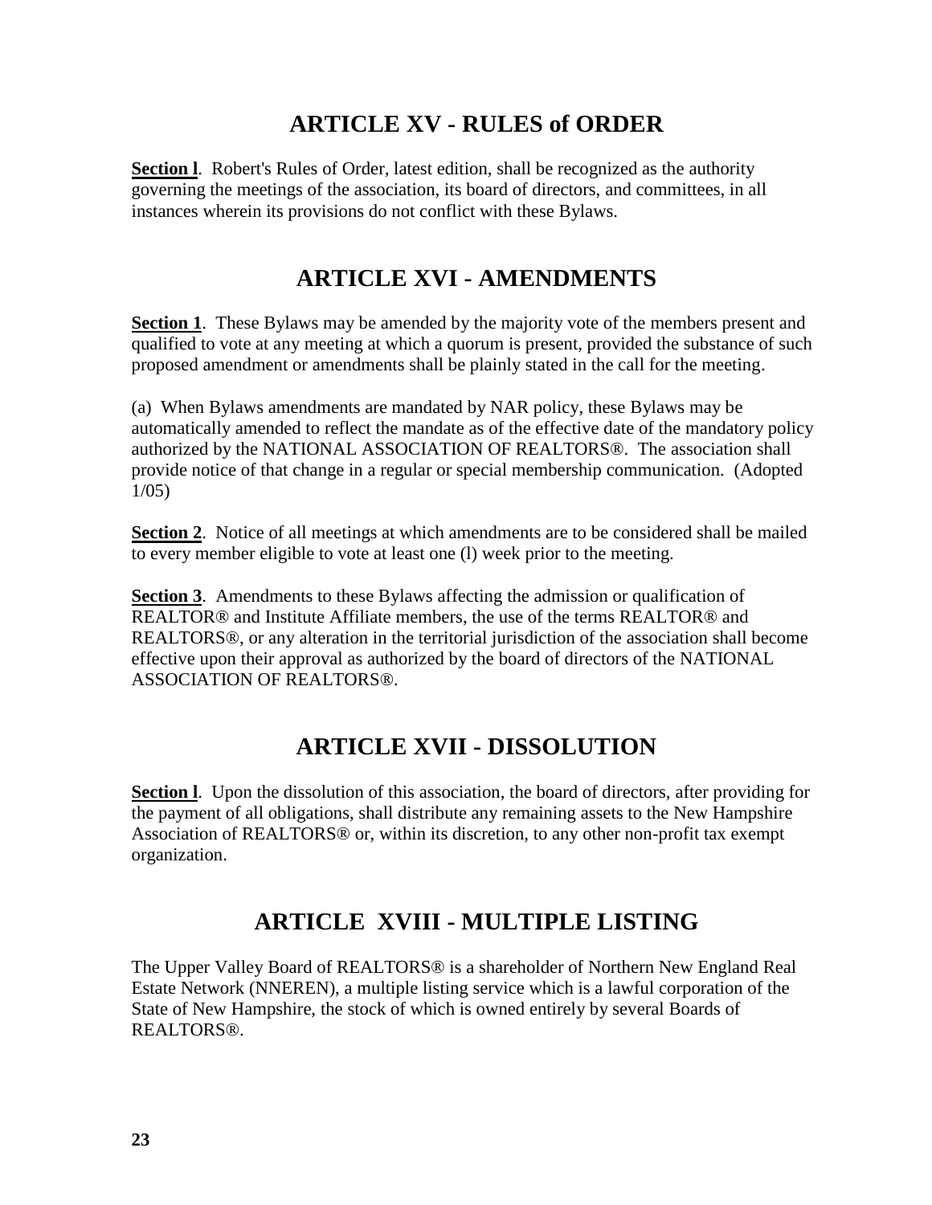## ARTICLE XV - RULES of ORDER

**Section l**. Robert's Rules of Order, latest edition, shall be recognized as the authority governing the meetings of the association, its board of directors, and committees, in all instances wherein its provisions do not conflict with these Bylaws.

## ARTICLE XVI - AMENDMENTS

**Section 1**. These Bylaws may be amended by the majority vote of the members present and qualified to vote at any meeting at which a quorum is present, provided the substance of such proposed amendment or amendments shall be plainly stated in the call for the meeting.

(a) When Bylaws amendments are mandated by NAR policy, these Bylaws may be automatically amended to reflect the mandate as of the effective date of the mandatory policy authorized by the NATIONAL ASSOCIATION OF REALTORS®. The association shall provide notice of that change in a regular or special membership communication. (Adopted 1/05)

**Section 2**. Notice of all meetings at which amendments are to be considered shall be mailed to every member eligible to vote at least one (l) week prior to the meeting.

**Section 3**. Amendments to these Bylaws affecting the admission or qualification of REALTOR® and Institute Affiliate members, the use of the terms REALTOR® and REALTORS®, or any alteration in the territorial jurisdiction of the association shall become effective upon their approval as authorized by the board of directors of the NATIONAL ASSOCIATION OF REALTORS®.

## ARTICLE XVII - DISSOLUTION

**Section l**. Upon the dissolution of this association, the board of directors, after providing for the payment of all obligations, shall distribute any remaining assets to the New Hampshire Association of REALTORS® or, within its discretion, to any other non-profit tax exempt organization.

## ARTICLE XVIII - MULTIPLE LISTING

The Upper Valley Board of REALTORS® is a shareholder of Northern New England Real Estate Network (NNEREN), a multiple listing service which is a lawful corporation of the State of New Hampshire, the stock of which is owned entirely by several Boards of REALTORS®.